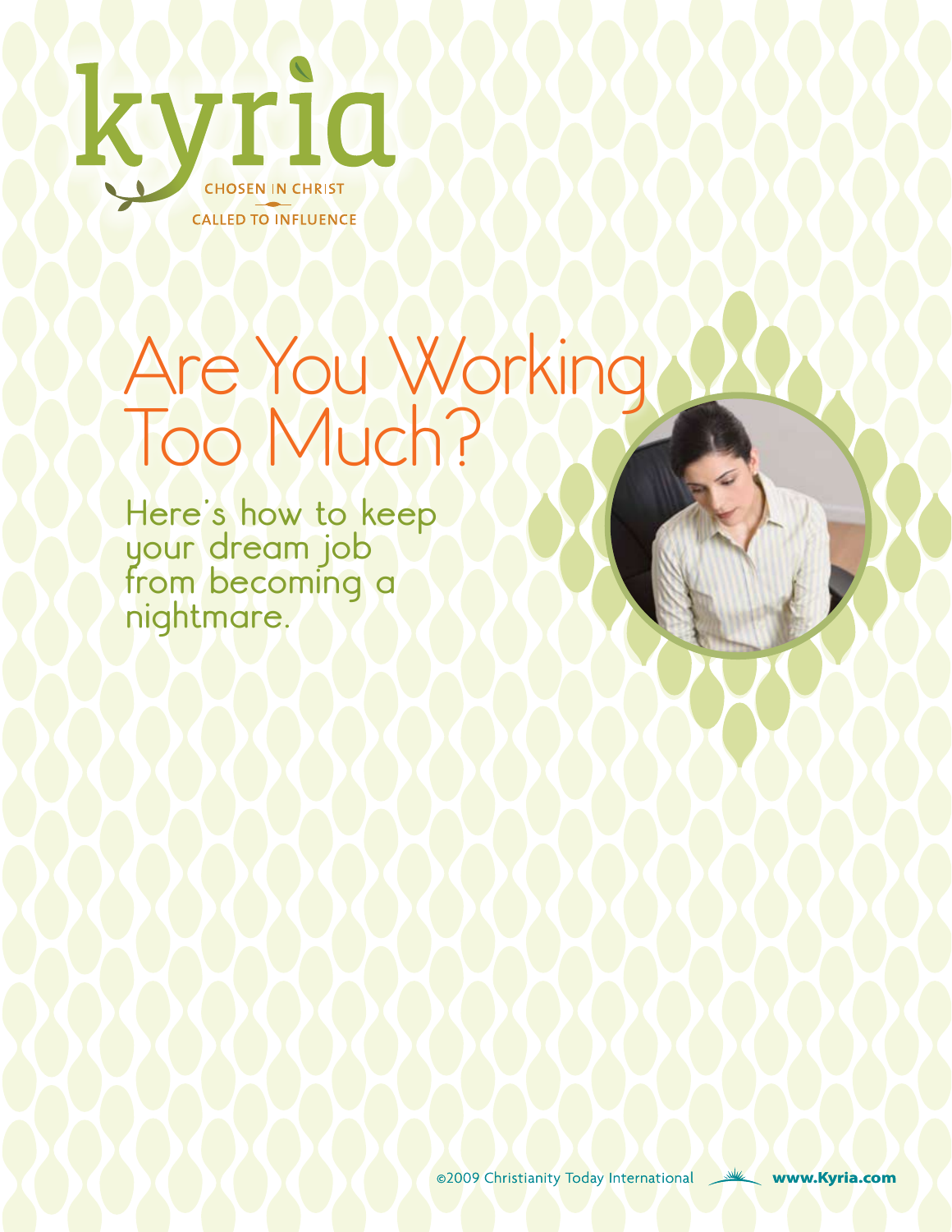kyria

CHOSEN IN CHRIST

CALLED TO INFLUENCE

# Are You Working Too Much?

## Here's how to keep your dream job from becoming a nightmare.

©2009 Christianity Today International www.Kyria.com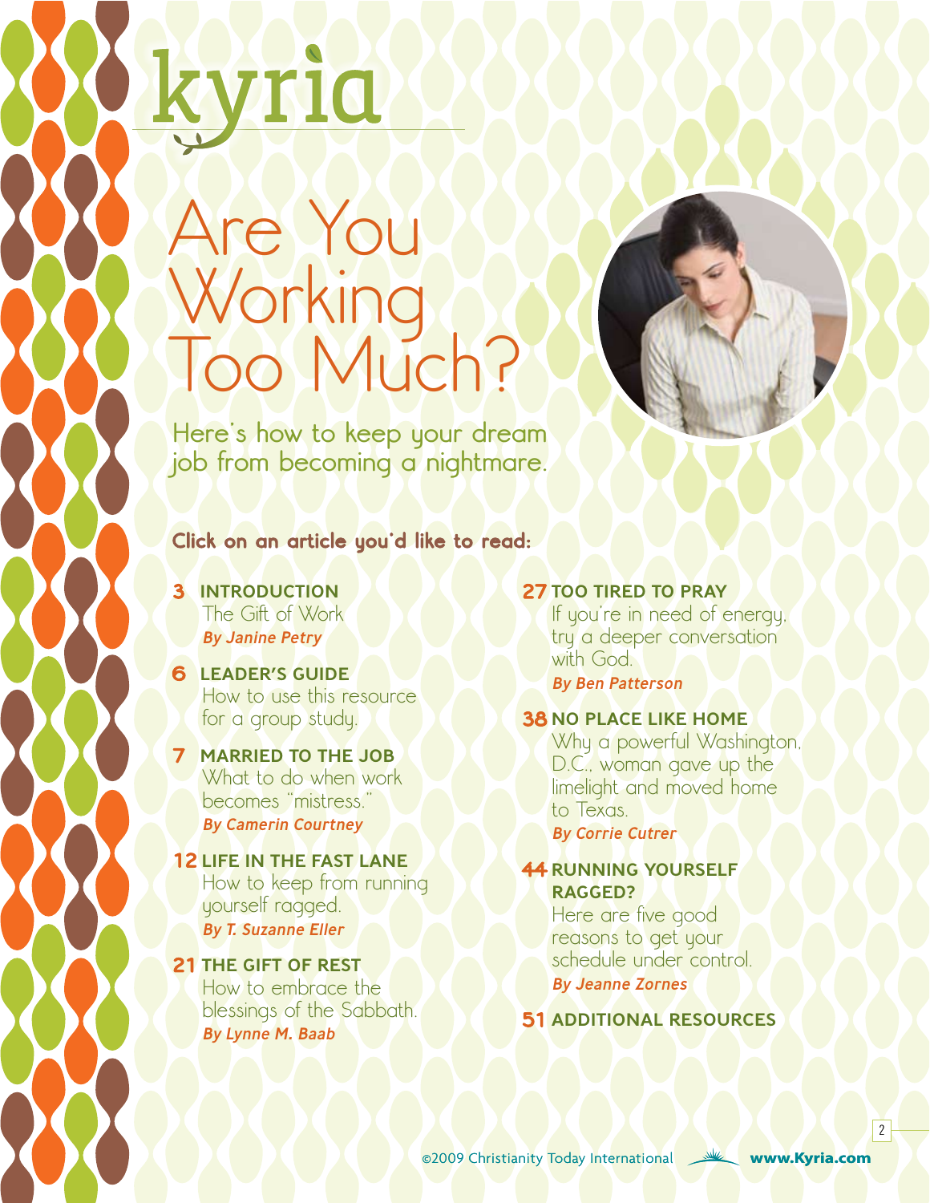kyria

# Are You Working Too Much?

Here's how to keep your dream job from becoming a nightmare.

**Click on an article you'd like to read:**

**3 INTRODUCTION**
The Gift of Work
*By Janine Petry*

**6 LEADER'S GUIDE**
How to use this resource for a group study.

**7 MARRIED TO THE JOB**
What to do when work becomes "mistress."
*By Camerin Courtney*

**12 LIFE IN THE FAST LANE**
How to keep from running yourself ragged.
*By T. Suzanne Eller*

**21 THE GIFT OF REST**
How to embrace the blessings of the Sabbath.
*By Lynne M. Baab*

**27 TOO TIRED TO PRAY**
If you're in need of energy, try a deeper conversation with God.
*By Ben Patterson*

**38 NO PLACE LIKE HOME**
Why a powerful Washington, D.C., woman gave up the limelight and moved home to Texas.
*By Corrie Cutrer*

**44 RUNNING YOURSELF RAGGED?**
Here are five good reasons to get your schedule under control.
*By Jeanne Zornes*

**51 ADDITIONAL RESOURCES**

©2009 Christianity Today International www.Kyria.com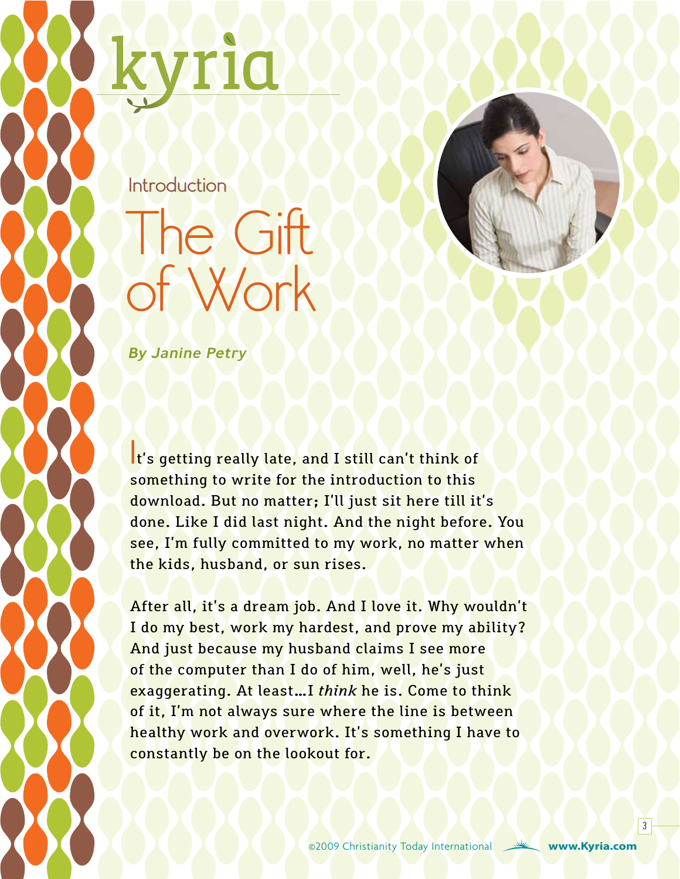kyria

Introduction

# The Gift of Work

***By Janine Petry***

It's getting really late, and I still can't think of something to write for the introduction to this download. But no matter; I'll just sit here till it's done. Like I did last night. And the night before. You see, I'm fully committed to my work, no matter when the kids, husband, or sun rises.

After all, it's a dream job. And I love it. Why wouldn't I do my best, work my hardest, and prove my ability? And just because my husband claims I see more of the computer than I do of him, well, he's just exaggerating. At least…I *think* he is. Come to think of it, I'm not always sure where the line is between healthy work and overwork. It's something I have to constantly be on the lookout for.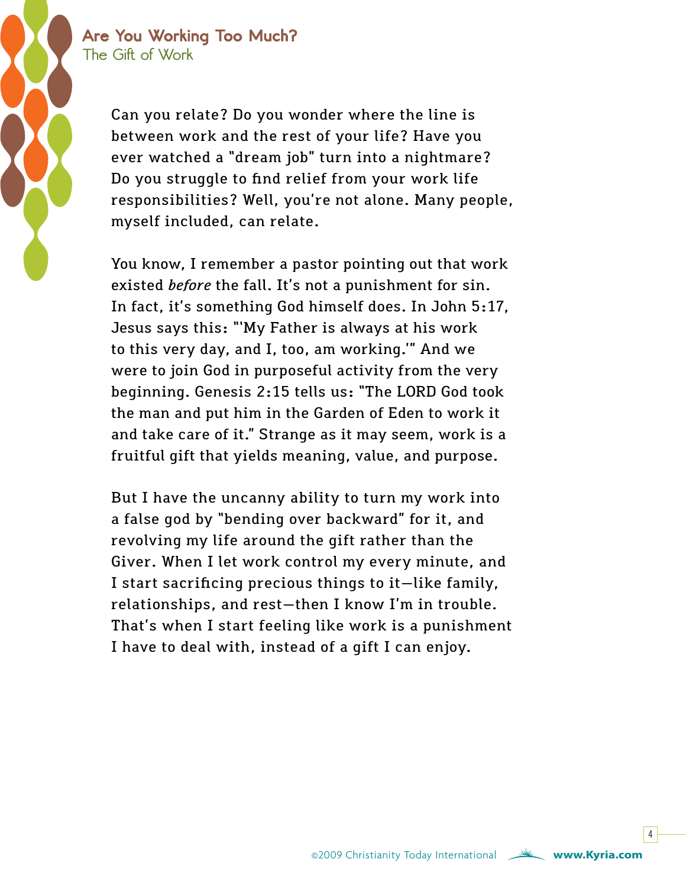Can you relate? Do you wonder where the line is between work and the rest of your life? Have you ever watched a "dream job" turn into a nightmare? Do you struggle to find relief from your work life responsibilities? Well, you're not alone. Many people, myself included, can relate.

You know, I remember a pastor pointing out that work existed *before* the fall. It's not a punishment for sin. In fact, it's something God himself does. In John 5:17, Jesus says this: "'My Father is always at his work to this very day, and I, too, am working.'" And we were to join God in purposeful activity from the very beginning. Genesis 2:15 tells us: "The LORD God took the man and put him in the Garden of Eden to work it and take care of it." Strange as it may seem, work is a fruitful gift that yields meaning, value, and purpose.

But I have the uncanny ability to turn my work into a false god by "bending over backward" for it, and revolving my life around the gift rather than the Giver. When I let work control my every minute, and I start sacrificing precious things to it—like family, relationships, and rest—then I know I'm in trouble. That's when I start feeling like work is a punishment I have to deal with, instead of a gift I can enjoy.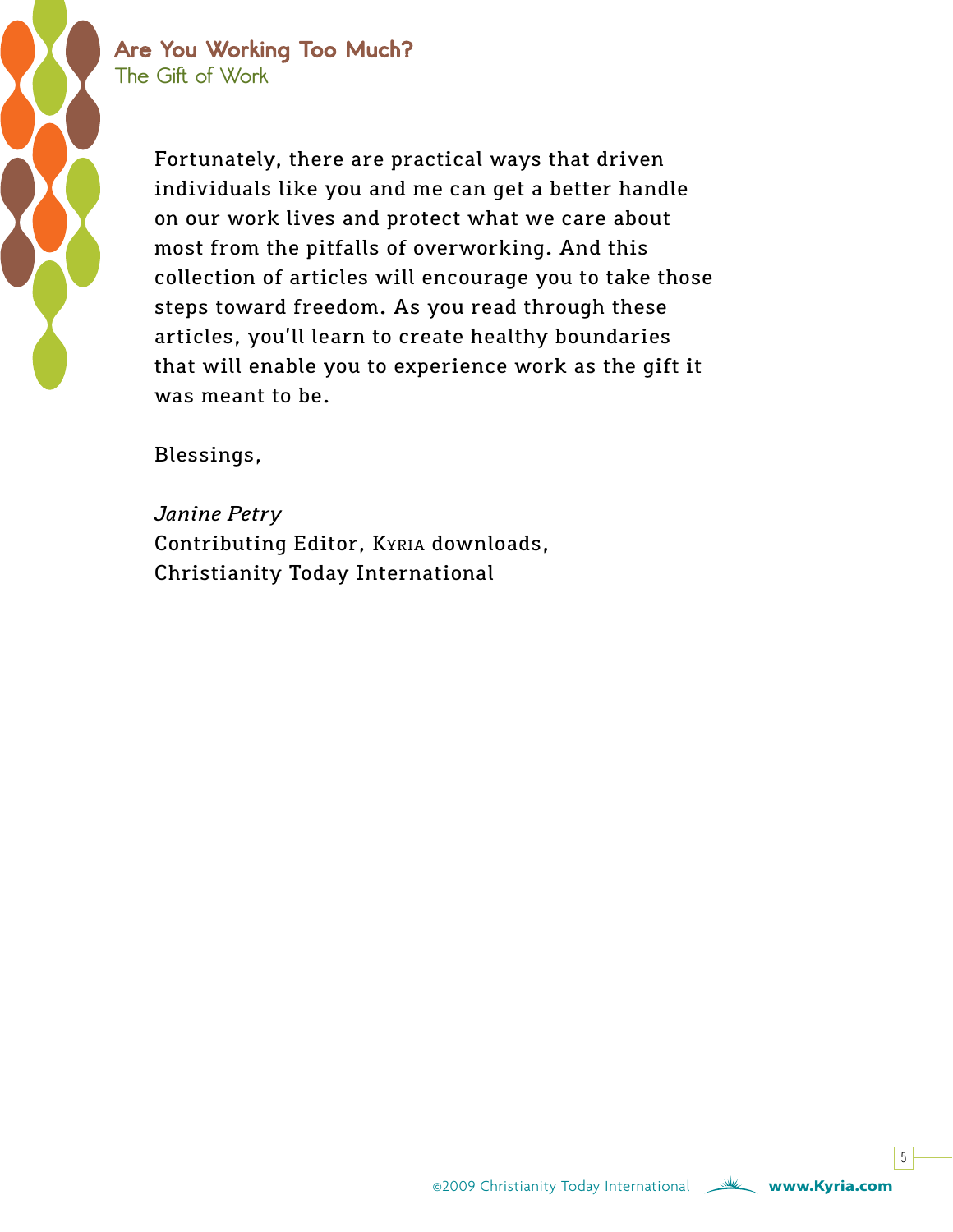Fortunately, there are practical ways that driven individuals like you and me can get a better handle on our work lives and protect what we care about most from the pitfalls of overworking. And this collection of articles will encourage you to take those steps toward freedom. As you read through these articles, you'll learn to create healthy boundaries that will enable you to experience work as the gift it was meant to be.

Blessings,

*Janine Petry*
Contributing Editor, Kyria downloads,
Christianity Today International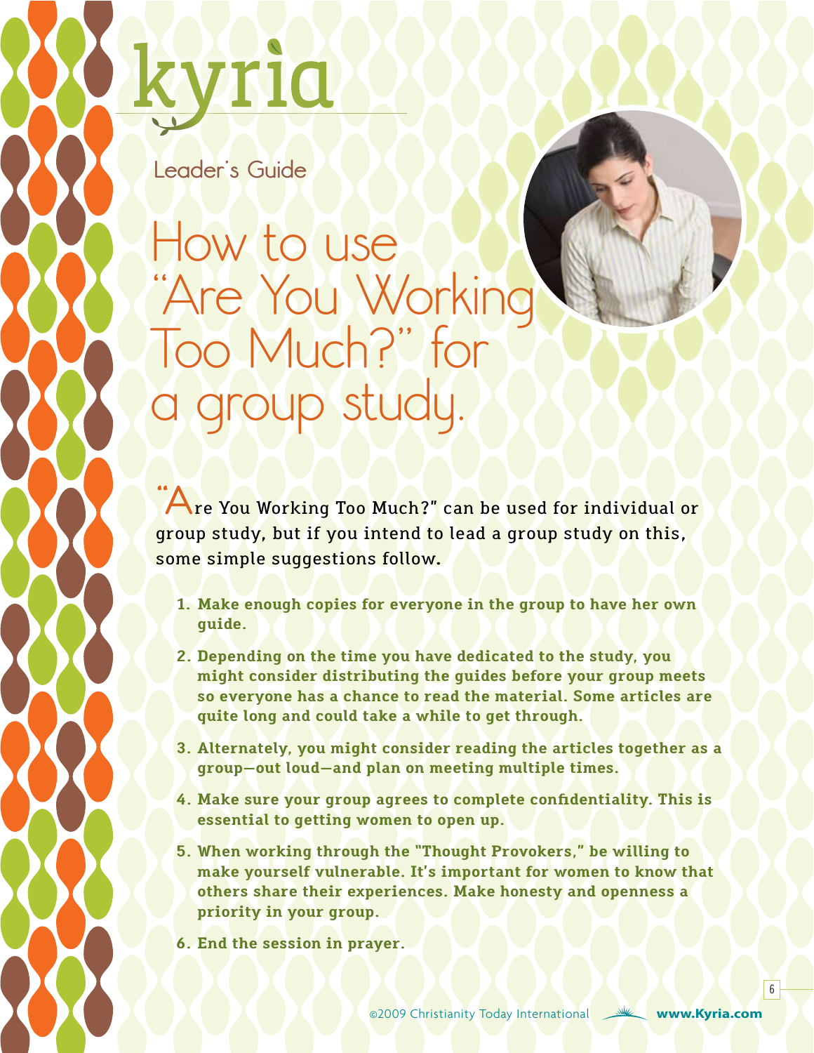kyria

Leader's Guide

# How to use "Are You Working Too Much?" for a group study.

"Are You Working Too Much?" can be used for individual or group study, but if you intend to lead a group study on this, some simple suggestions follow.

1. **Make enough copies for everyone in the group to have her own guide.**
2. **Depending on the time you have dedicated to the study, you might consider distributing the guides before your group meets so everyone has a chance to read the material. Some articles are quite long and could take a while to get through.**
3. **Alternately, you might consider reading the articles together as a group—out loud—and plan on meeting multiple times.**
4. **Make sure your group agrees to complete confidentiality. This is essential to getting women to open up.**
5. **When working through the "Thought Provokers," be willing to make yourself vulnerable. It's important for women to know that others share their experiences. Make honesty and openness a priority in your group.**
6. **End the session in prayer.**

©2009 Christianity Today International www.Kyria.com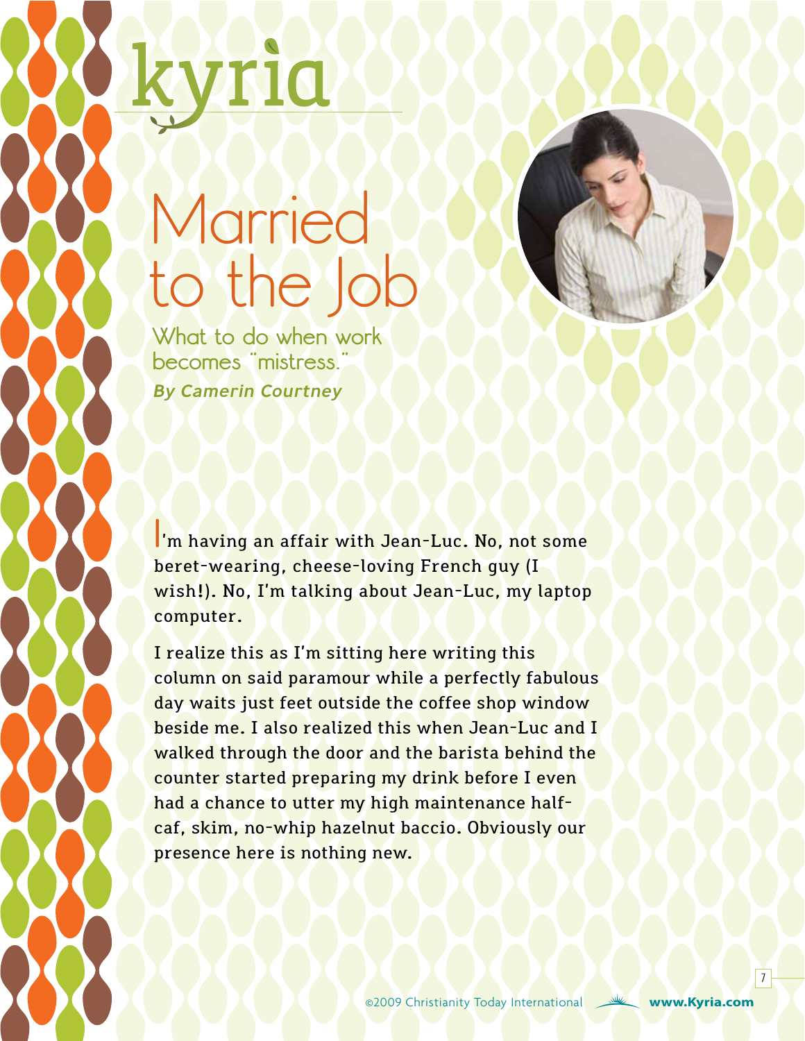# Married to the Job

What to do when work becomes "mistress."

***By Camerin Courtney***

I'm having an affair with Jean-Luc. No, not some beret-wearing, cheese-loving French guy (I wish!). No, I'm talking about Jean-Luc, my laptop computer.

I realize this as I'm sitting here writing this column on said paramour while a perfectly fabulous day waits just feet outside the coffee shop window beside me. I also realized this when Jean-Luc and I walked through the door and the barista behind the counter started preparing my drink before I even had a chance to utter my high maintenance half-caf, skim, no-whip hazelnut baccio. Obviously our presence here is nothing new.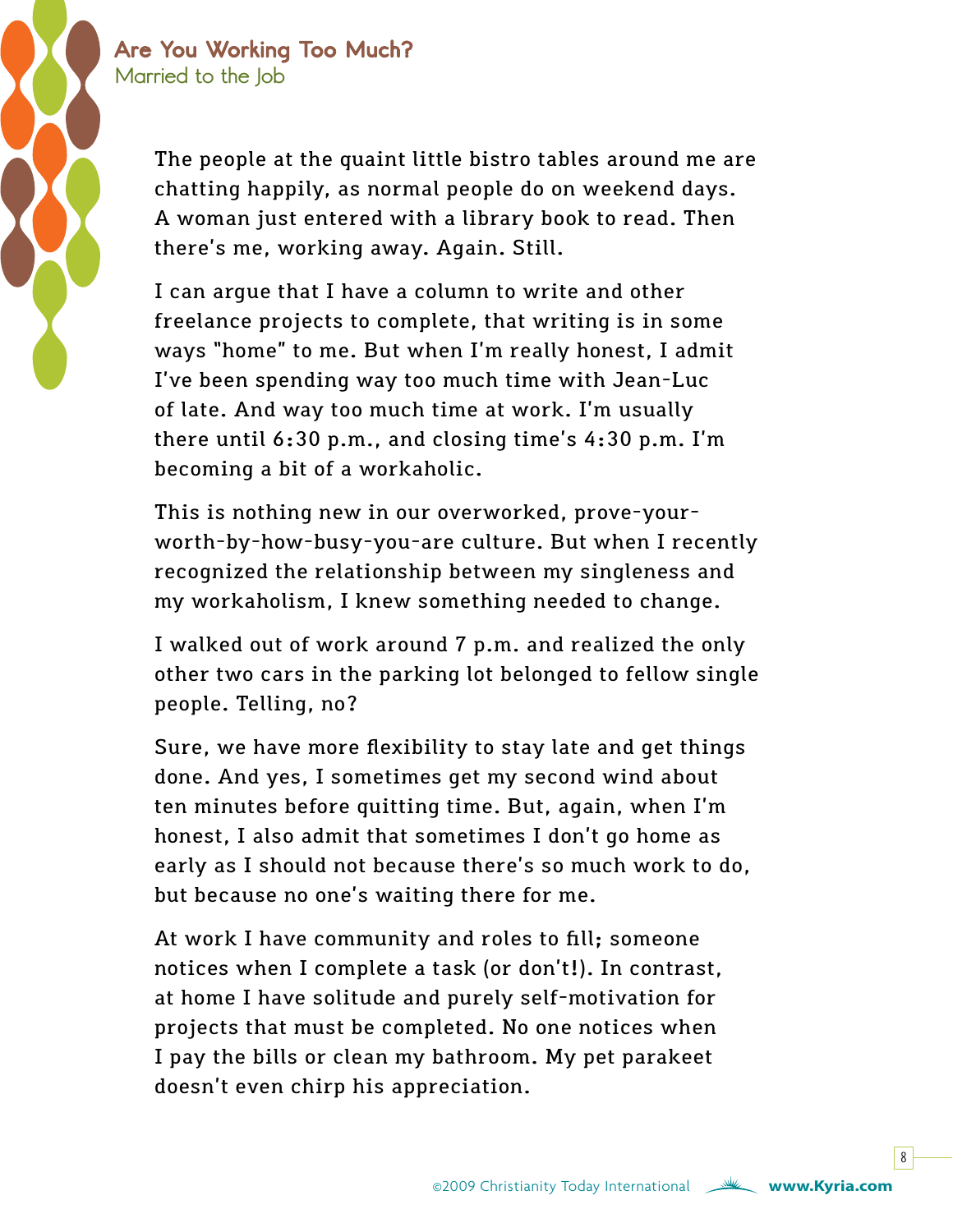## Are You Working Too Much?

### Married to the Job

The people at the quaint little bistro tables around me are chatting happily, as normal people do on weekend days. A woman just entered with a library book to read. Then there's me, working away. Again. Still.

I can argue that I have a column to write and other freelance projects to complete, that writing is in some ways "home" to me. But when I'm really honest, I admit I've been spending way too much time with Jean-Luc of late. And way too much time at work. I'm usually there until 6:30 p.m., and closing time's 4:30 p.m. I'm becoming a bit of a workaholic.

This is nothing new in our overworked, prove-your-worth-by-how-busy-you-are culture. But when I recently recognized the relationship between my singleness and my workaholism, I knew something needed to change.

I walked out of work around 7 p.m. and realized the only other two cars in the parking lot belonged to fellow single people. Telling, no?

Sure, we have more flexibility to stay late and get things done. And yes, I sometimes get my second wind about ten minutes before quitting time. But, again, when I'm honest, I also admit that sometimes I don't go home as early as I should not because there's so much work to do, but because no one's waiting there for me.

At work I have community and roles to fill; someone notices when I complete a task (or don't!). In contrast, at home I have solitude and purely self-motivation for projects that must be completed. No one notices when I pay the bills or clean my bathroom. My pet parakeet doesn't even chirp his appreciation.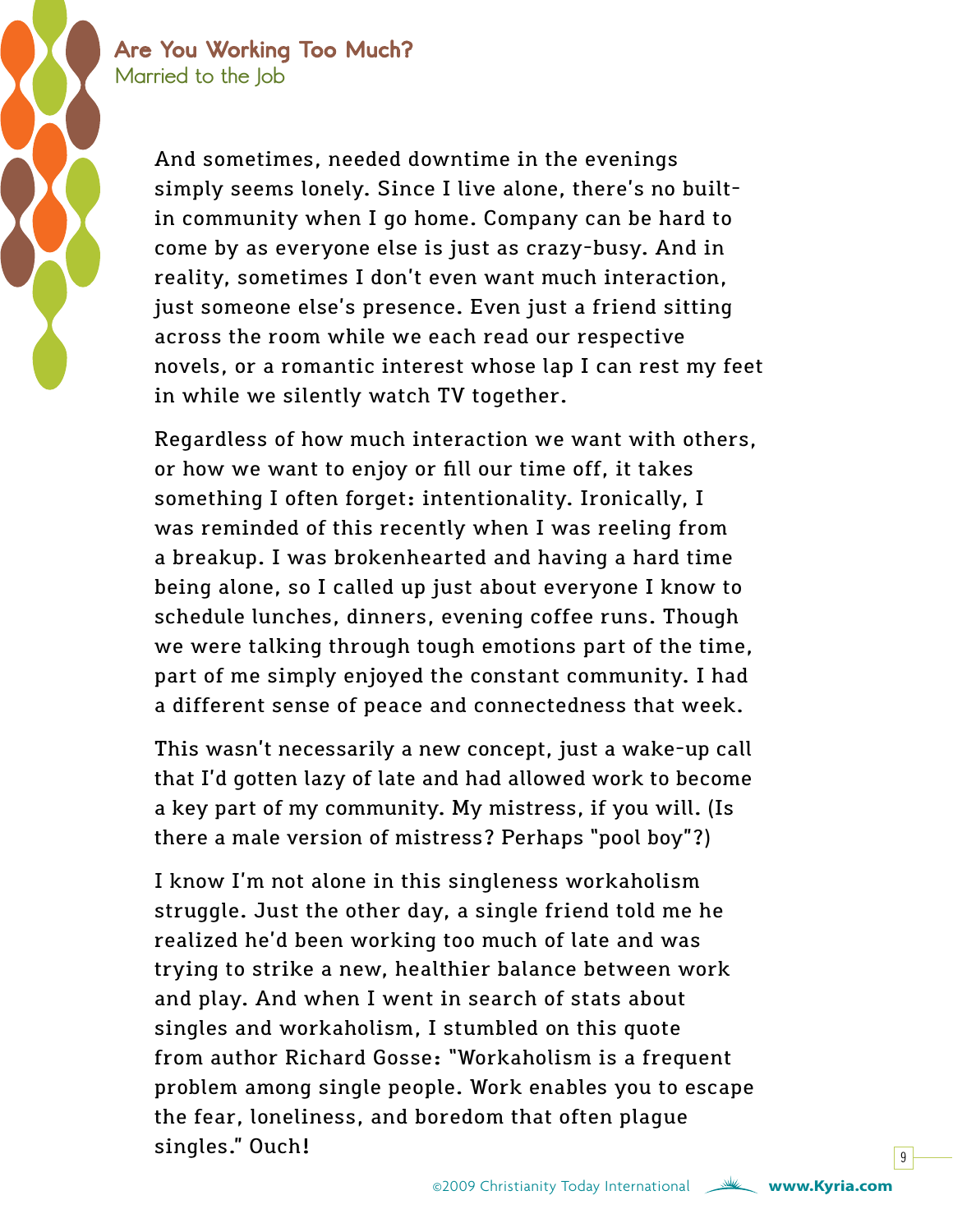And sometimes, needed downtime in the evenings simply seems lonely. Since I live alone, there's no built-in community when I go home. Company can be hard to come by as everyone else is just as crazy-busy. And in reality, sometimes I don't even want much interaction, just someone else's presence. Even just a friend sitting across the room while we each read our respective novels, or a romantic interest whose lap I can rest my feet in while we silently watch TV together.

Regardless of how much interaction we want with others, or how we want to enjoy or fill our time off, it takes something I often forget: intentionality. Ironically, I was reminded of this recently when I was reeling from a breakup. I was brokenhearted and having a hard time being alone, so I called up just about everyone I know to schedule lunches, dinners, evening coffee runs. Though we were talking through tough emotions part of the time, part of me simply enjoyed the constant community. I had a different sense of peace and connectedness that week.

This wasn't necessarily a new concept, just a wake-up call that I'd gotten lazy of late and had allowed work to become a key part of my community. My mistress, if you will. (Is there a male version of mistress? Perhaps "pool boy"?)

I know I'm not alone in this singleness workaholism struggle. Just the other day, a single friend told me he realized he'd been working too much of late and was trying to strike a new, healthier balance between work and play. And when I went in search of stats about singles and workaholism, I stumbled on this quote from author Richard Gosse: "Workaholism is a frequent problem among single people. Work enables you to escape the fear, loneliness, and boredom that often plague singles." Ouch!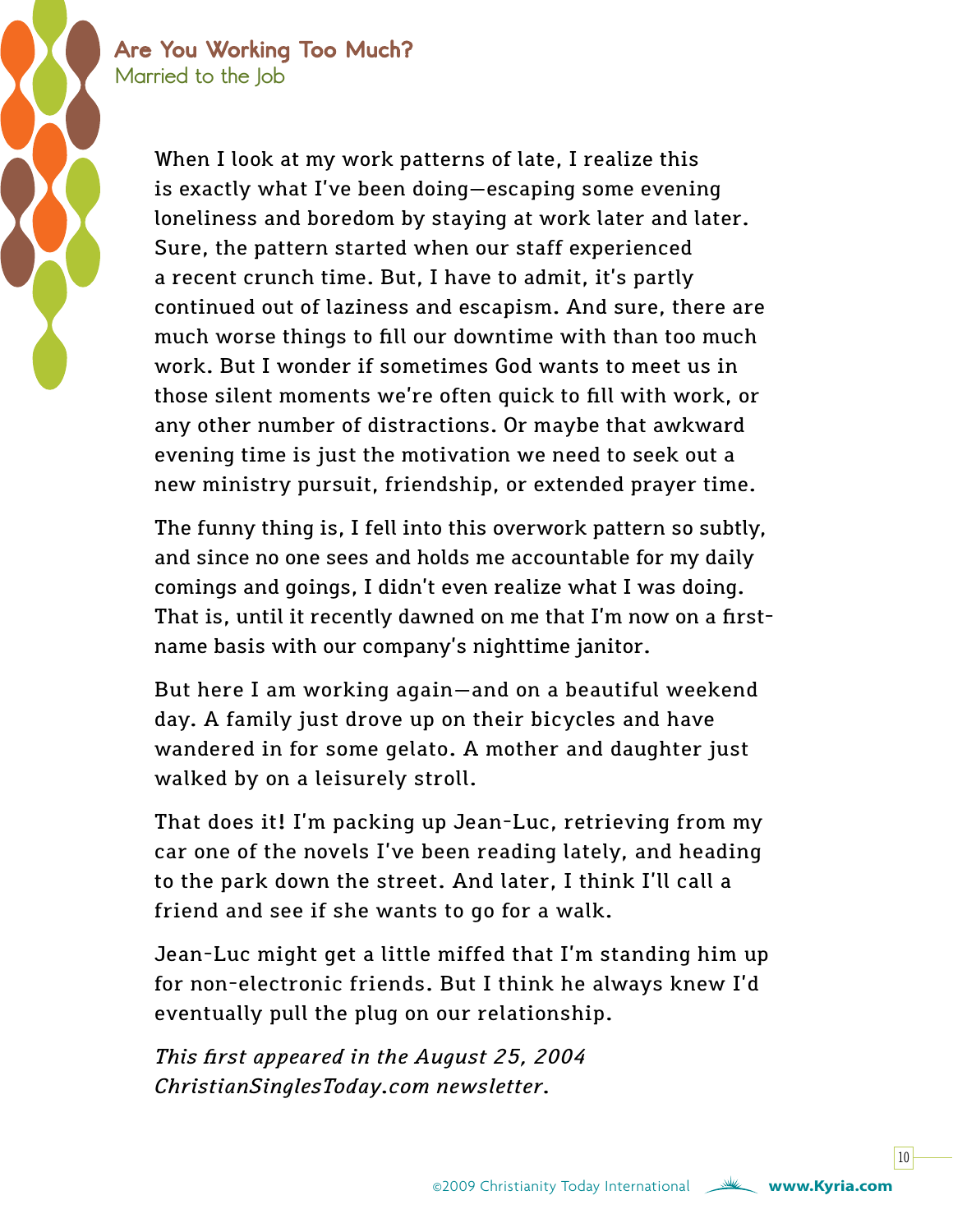When I look at my work patterns of late, I realize this is exactly what I've been doing—escaping some evening loneliness and boredom by staying at work later and later. Sure, the pattern started when our staff experienced a recent crunch time. But, I have to admit, it's partly continued out of laziness and escapism. And sure, there are much worse things to fill our downtime with than too much work. But I wonder if sometimes God wants to meet us in those silent moments we're often quick to fill with work, or any other number of distractions. Or maybe that awkward evening time is just the motivation we need to seek out a new ministry pursuit, friendship, or extended prayer time.

The funny thing is, I fell into this overwork pattern so subtly, and since no one sees and holds me accountable for my daily comings and goings, I didn't even realize what I was doing. That is, until it recently dawned on me that I'm now on a first-name basis with our company's nighttime janitor.

But here I am working again—and on a beautiful weekend day. A family just drove up on their bicycles and have wandered in for some gelato. A mother and daughter just walked by on a leisurely stroll.

That does it! I'm packing up Jean-Luc, retrieving from my car one of the novels I've been reading lately, and heading to the park down the street. And later, I think I'll call a friend and see if she wants to go for a walk.

Jean-Luc might get a little miffed that I'm standing him up for non-electronic friends. But I think he always knew I'd eventually pull the plug on our relationship.

*This first appeared in the August 25, 2004 ChristianSinglesToday.com newsletter.*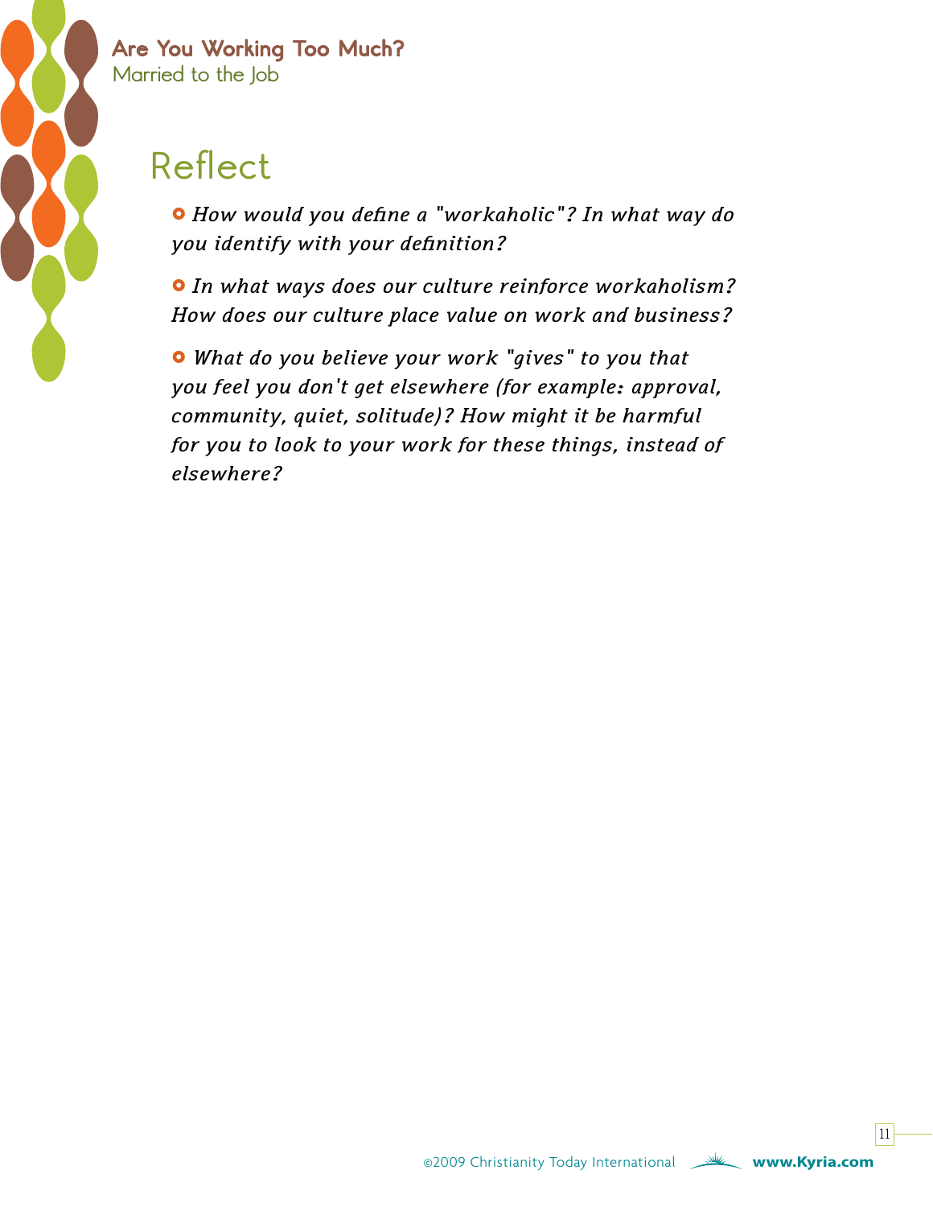## Reflect

- *How would you define a "workaholic"? In what way do you identify with your definition?*

- *In what ways does our culture reinforce workaholism? How does our culture place value on work and business?*

- *What do you believe your work "gives" to you that you feel you don't get elsewhere (for example: approval, community, quiet, solitude)? How might it be harmful for you to look to your work for these things, instead of elsewhere?*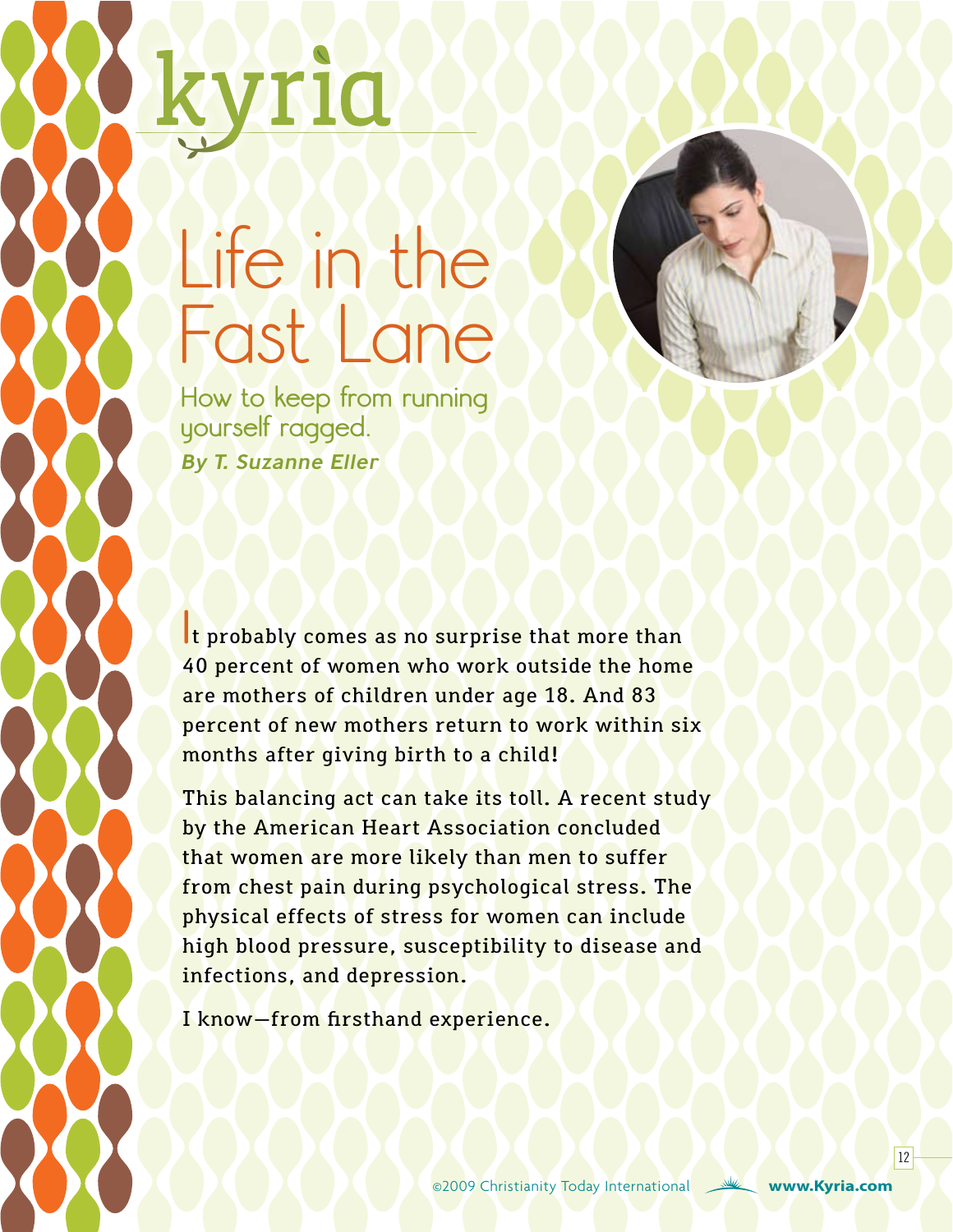# Life in the Fast Lane

## How to keep from running yourself ragged.

***By T. Suzanne Eller***

It probably comes as no surprise that more than 40 percent of women who work outside the home are mothers of children under age 18. And 83 percent of new mothers return to work within six months after giving birth to a child!

This balancing act can take its toll. A recent study by the American Heart Association concluded that women are more likely than men to suffer from chest pain during psychological stress. The physical effects of stress for women can include high blood pressure, susceptibility to disease and infections, and depression.

I know—from firsthand experience.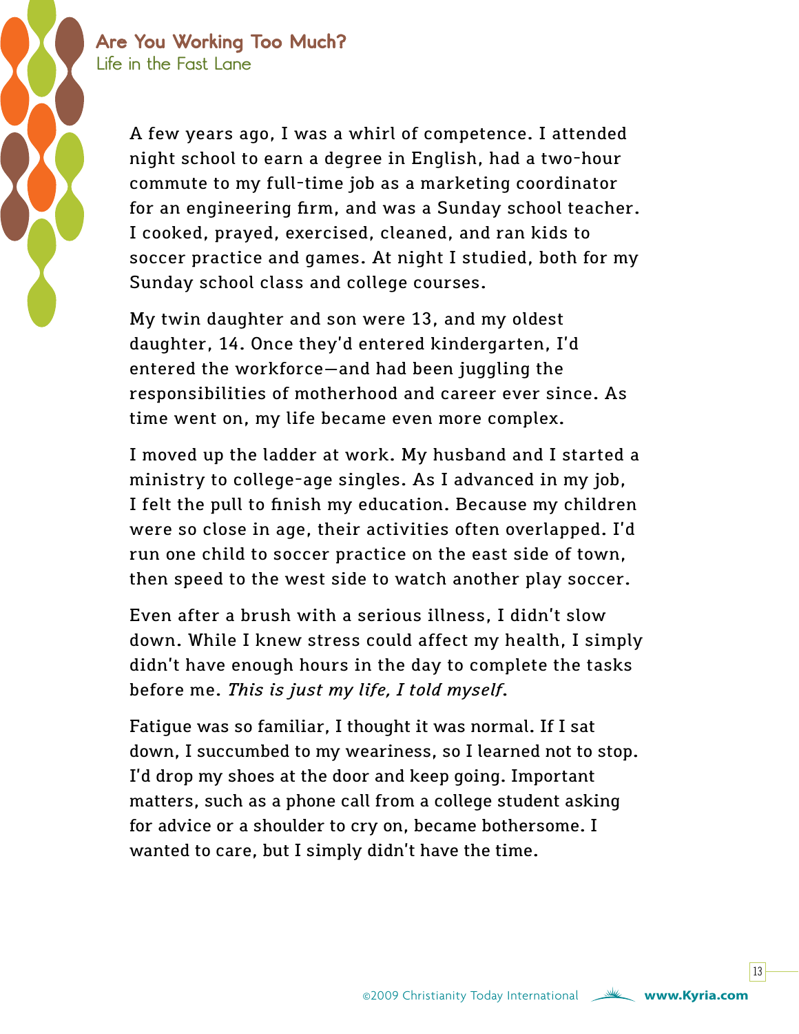## Are You Working Too Much?

### Life in the Fast Lane

A few years ago, I was a whirl of competence. I attended night school to earn a degree in English, had a two-hour commute to my full-time job as a marketing coordinator for an engineering firm, and was a Sunday school teacher. I cooked, prayed, exercised, cleaned, and ran kids to soccer practice and games. At night I studied, both for my Sunday school class and college courses.

My twin daughter and son were 13, and my oldest daughter, 14. Once they'd entered kindergarten, I'd entered the workforce—and had been juggling the responsibilities of motherhood and career ever since. As time went on, my life became even more complex.

I moved up the ladder at work. My husband and I started a ministry to college-age singles. As I advanced in my job, I felt the pull to finish my education. Because my children were so close in age, their activities often overlapped. I'd run one child to soccer practice on the east side of town, then speed to the west side to watch another play soccer.

Even after a brush with a serious illness, I didn't slow down. While I knew stress could affect my health, I simply didn't have enough hours in the day to complete the tasks before me. *This is just my life, I told myself*.

Fatigue was so familiar, I thought it was normal. If I sat down, I succumbed to my weariness, so I learned not to stop. I'd drop my shoes at the door and keep going. Important matters, such as a phone call from a college student asking for advice or a shoulder to cry on, became bothersome. I wanted to care, but I simply didn't have the time.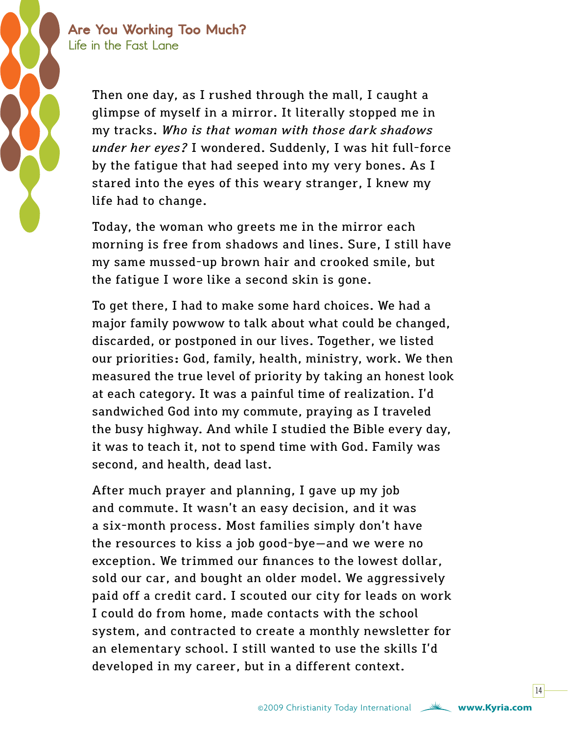Then one day, as I rushed through the mall, I caught a glimpse of myself in a mirror. It literally stopped me in my tracks. *Who is that woman with those dark shadows under her eyes?* I wondered. Suddenly, I was hit full-force by the fatigue that had seeped into my very bones. As I stared into the eyes of this weary stranger, I knew my life had to change.

Today, the woman who greets me in the mirror each morning is free from shadows and lines. Sure, I still have my same mussed-up brown hair and crooked smile, but the fatigue I wore like a second skin is gone.

To get there, I had to make some hard choices. We had a major family powwow to talk about what could be changed, discarded, or postponed in our lives. Together, we listed our priorities: God, family, health, ministry, work. We then measured the true level of priority by taking an honest look at each category. It was a painful time of realization. I'd sandwiched God into my commute, praying as I traveled the busy highway. And while I studied the Bible every day, it was to teach it, not to spend time with God. Family was second, and health, dead last.

After much prayer and planning, I gave up my job and commute. It wasn't an easy decision, and it was a six-month process. Most families simply don't have the resources to kiss a job good-bye—and we were no exception. We trimmed our finances to the lowest dollar, sold our car, and bought an older model. We aggressively paid off a credit card. I scouted our city for leads on work I could do from home, made contacts with the school system, and contracted to create a monthly newsletter for an elementary school. I still wanted to use the skills I'd developed in my career, but in a different context.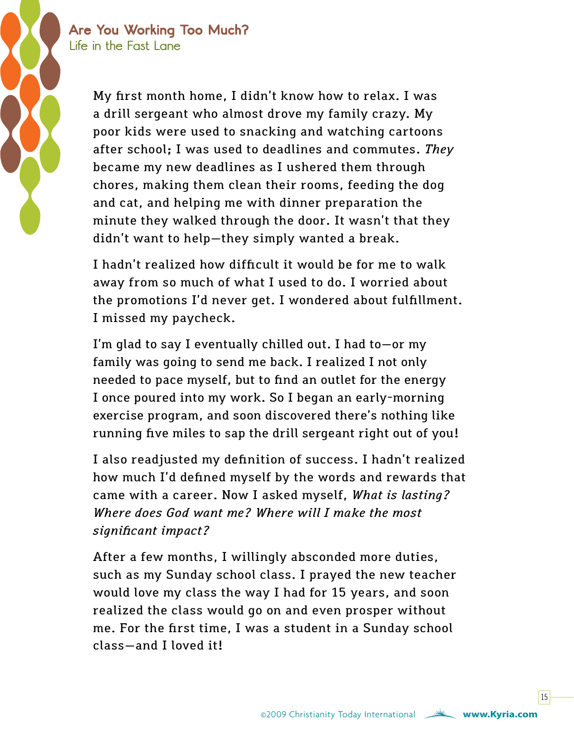My first month home, I didn't know how to relax. I was a drill sergeant who almost drove my family crazy. My poor kids were used to snacking and watching cartoons after school; I was used to deadlines and commutes. *They* became my new deadlines as I ushered them through chores, making them clean their rooms, feeding the dog and cat, and helping me with dinner preparation the minute they walked through the door. It wasn't that they didn't want to help—they simply wanted a break.

I hadn't realized how difficult it would be for me to walk away from so much of what I used to do. I worried about the promotions I'd never get. I wondered about fulfillment. I missed my paycheck.

I'm glad to say I eventually chilled out. I had to—or my family was going to send me back. I realized I not only needed to pace myself, but to find an outlet for the energy I once poured into my work. So I began an early-morning exercise program, and soon discovered there's nothing like running five miles to sap the drill sergeant right out of you!

I also readjusted my definition of success. I hadn't realized how much I'd defined myself by the words and rewards that came with a career. Now I asked myself, *What is lasting? Where does God want me? Where will I make the most significant impact?*

After a few months, I willingly absconded more duties, such as my Sunday school class. I prayed the new teacher would love my class the way I had for 15 years, and soon realized the class would go on and even prosper without me. For the first time, I was a student in a Sunday school class—and I loved it!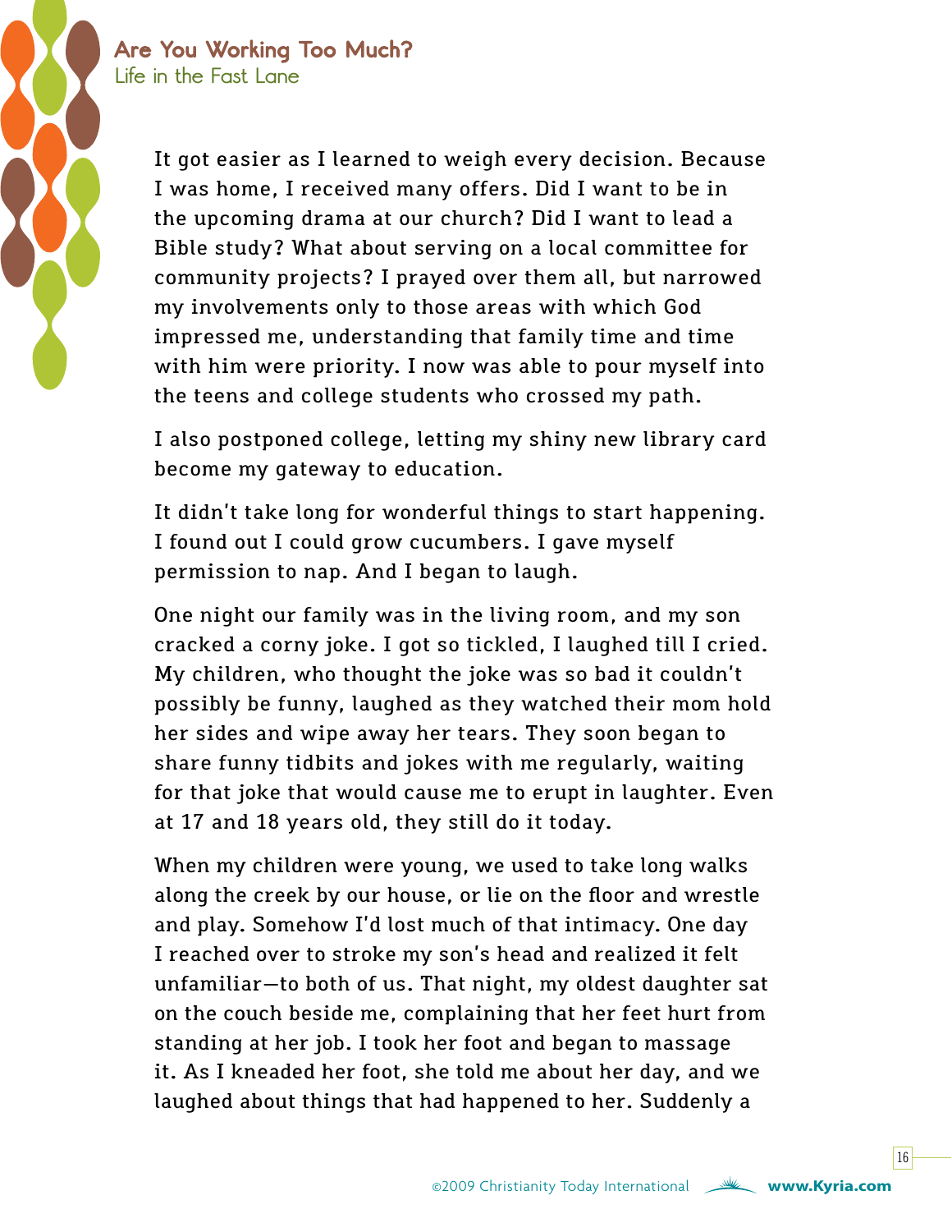It got easier as I learned to weigh every decision. Because I was home, I received many offers. Did I want to be in the upcoming drama at our church? Did I want to lead a Bible study? What about serving on a local committee for community projects? I prayed over them all, but narrowed my involvements only to those areas with which God impressed me, understanding that family time and time with him were priority. I now was able to pour myself into the teens and college students who crossed my path.

I also postponed college, letting my shiny new library card become my gateway to education.

It didn't take long for wonderful things to start happening. I found out I could grow cucumbers. I gave myself permission to nap. And I began to laugh.

One night our family was in the living room, and my son cracked a corny joke. I got so tickled, I laughed till I cried. My children, who thought the joke was so bad it couldn't possibly be funny, laughed as they watched their mom hold her sides and wipe away her tears. They soon began to share funny tidbits and jokes with me regularly, waiting for that joke that would cause me to erupt in laughter. Even at 17 and 18 years old, they still do it today.

When my children were young, we used to take long walks along the creek by our house, or lie on the floor and wrestle and play. Somehow I'd lost much of that intimacy. One day I reached over to stroke my son's head and realized it felt unfamiliar—to both of us. That night, my oldest daughter sat on the couch beside me, complaining that her feet hurt from standing at her job. I took her foot and began to massage it. As I kneaded her foot, she told me about her day, and we laughed about things that had happened to her. Suddenly a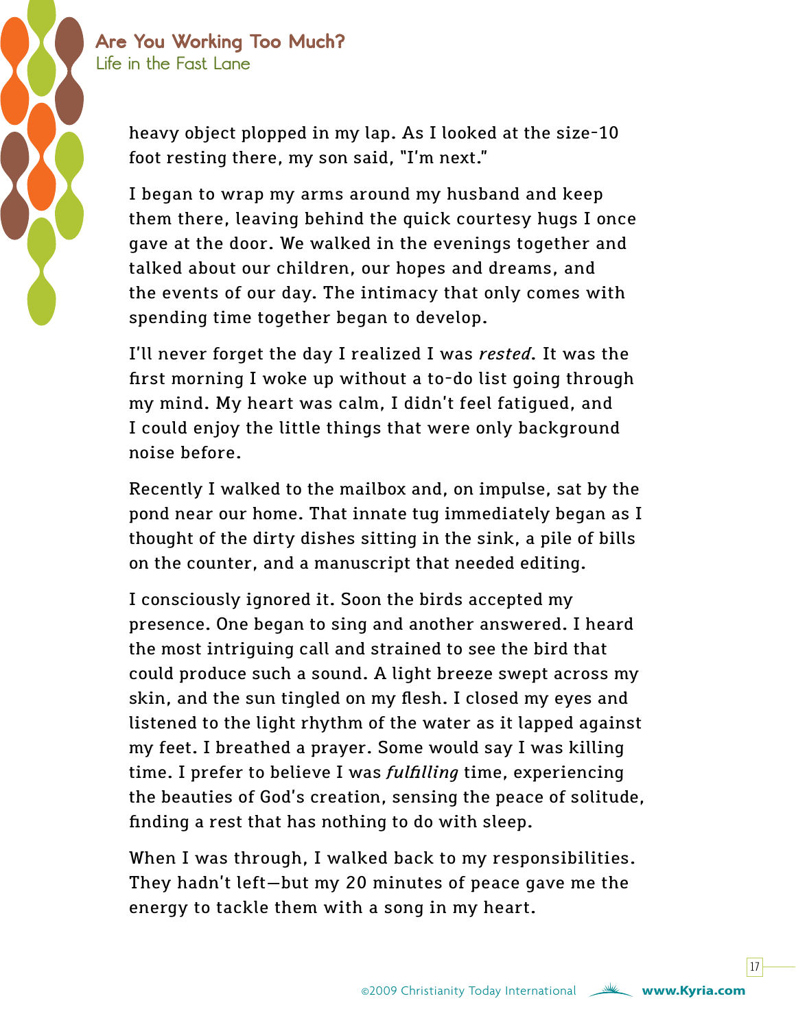heavy object plopped in my lap. As I looked at the size-10 foot resting there, my son said, "I'm next."

I began to wrap my arms around my husband and keep them there, leaving behind the quick courtesy hugs I once gave at the door. We walked in the evenings together and talked about our children, our hopes and dreams, and the events of our day. The intimacy that only comes with spending time together began to develop.

I'll never forget the day I realized I was *rested*. It was the first morning I woke up without a to-do list going through my mind. My heart was calm, I didn't feel fatigued, and I could enjoy the little things that were only background noise before.

Recently I walked to the mailbox and, on impulse, sat by the pond near our home. That innate tug immediately began as I thought of the dirty dishes sitting in the sink, a pile of bills on the counter, and a manuscript that needed editing.

I consciously ignored it. Soon the birds accepted my presence. One began to sing and another answered. I heard the most intriguing call and strained to see the bird that could produce such a sound. A light breeze swept across my skin, and the sun tingled on my flesh. I closed my eyes and listened to the light rhythm of the water as it lapped against my feet. I breathed a prayer. Some would say I was killing time. I prefer to believe I was *fulfilling* time, experiencing the beauties of God's creation, sensing the peace of solitude, finding a rest that has nothing to do with sleep.

When I was through, I walked back to my responsibilities. They hadn't left—but my 20 minutes of peace gave me the energy to tackle them with a song in my heart.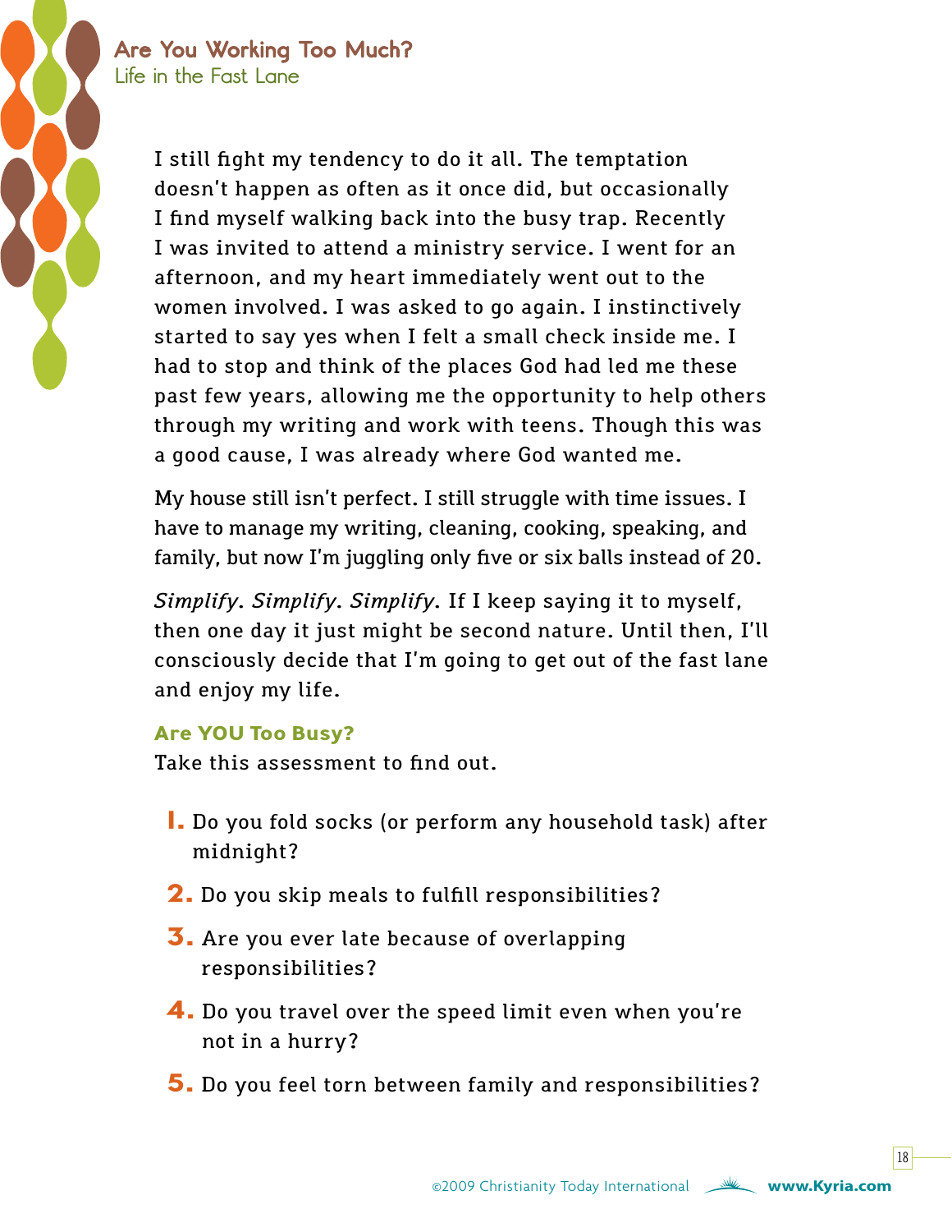I still fight my tendency to do it all. The temptation doesn't happen as often as it once did, but occasionally I find myself walking back into the busy trap. Recently I was invited to attend a ministry service. I went for an afternoon, and my heart immediately went out to the women involved. I was asked to go again. I instinctively started to say yes when I felt a small check inside me. I had to stop and think of the places God had led me these past few years, allowing me the opportunity to help others through my writing and work with teens. Though this was a good cause, I was already where God wanted me.

My house still isn't perfect. I still struggle with time issues. I have to manage my writing, cleaning, cooking, speaking, and family, but now I'm juggling only five or six balls instead of 20.

*Simplify. Simplify. Simplify.* If I keep saying it to myself, then one day it just might be second nature. Until then, I'll consciously decide that I'm going to get out of the fast lane and enjoy my life.

### Are YOU Too Busy?

Take this assessment to find out.

1. Do you fold socks (or perform any household task) after midnight?
2. Do you skip meals to fulfill responsibilities?
3. Are you ever late because of overlapping responsibilities?
4. Do you travel over the speed limit even when you're not in a hurry?
5. Do you feel torn between family and responsibilities?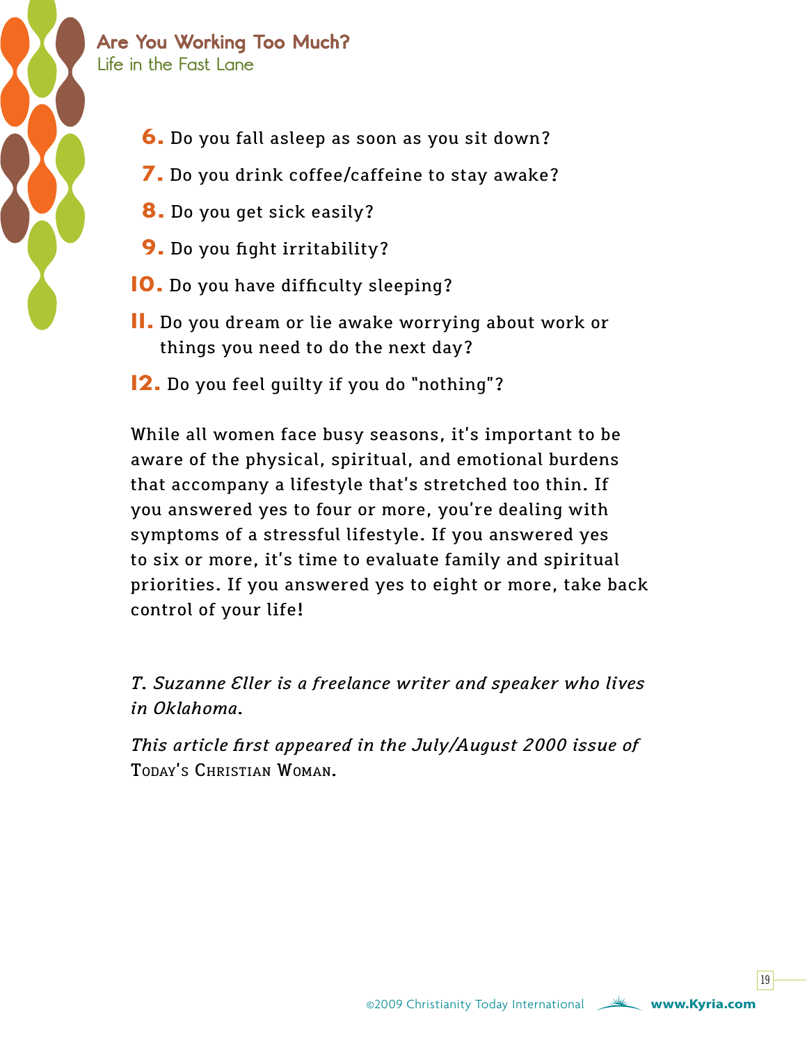6. Do you fall asleep as soon as you sit down?
7. Do you drink coffee/caffeine to stay awake?
8. Do you get sick easily?
9. Do you fight irritability?
10. Do you have difficulty sleeping?
11. Do you dream or lie awake worrying about work or things you need to do the next day?
12. Do you feel guilty if you do "nothing"?

While all women face busy seasons, it's important to be aware of the physical, spiritual, and emotional burdens that accompany a lifestyle that's stretched too thin. If you answered yes to four or more, you're dealing with symptoms of a stressful lifestyle. If you answered yes to six or more, it's time to evaluate family and spiritual priorities. If you answered yes to eight or more, take back control of your life!

*T. Suzanne Eller is a freelance writer and speaker who lives in Oklahoma.*

*This article first appeared in the July/August 2000 issue of* Today's Christian Woman.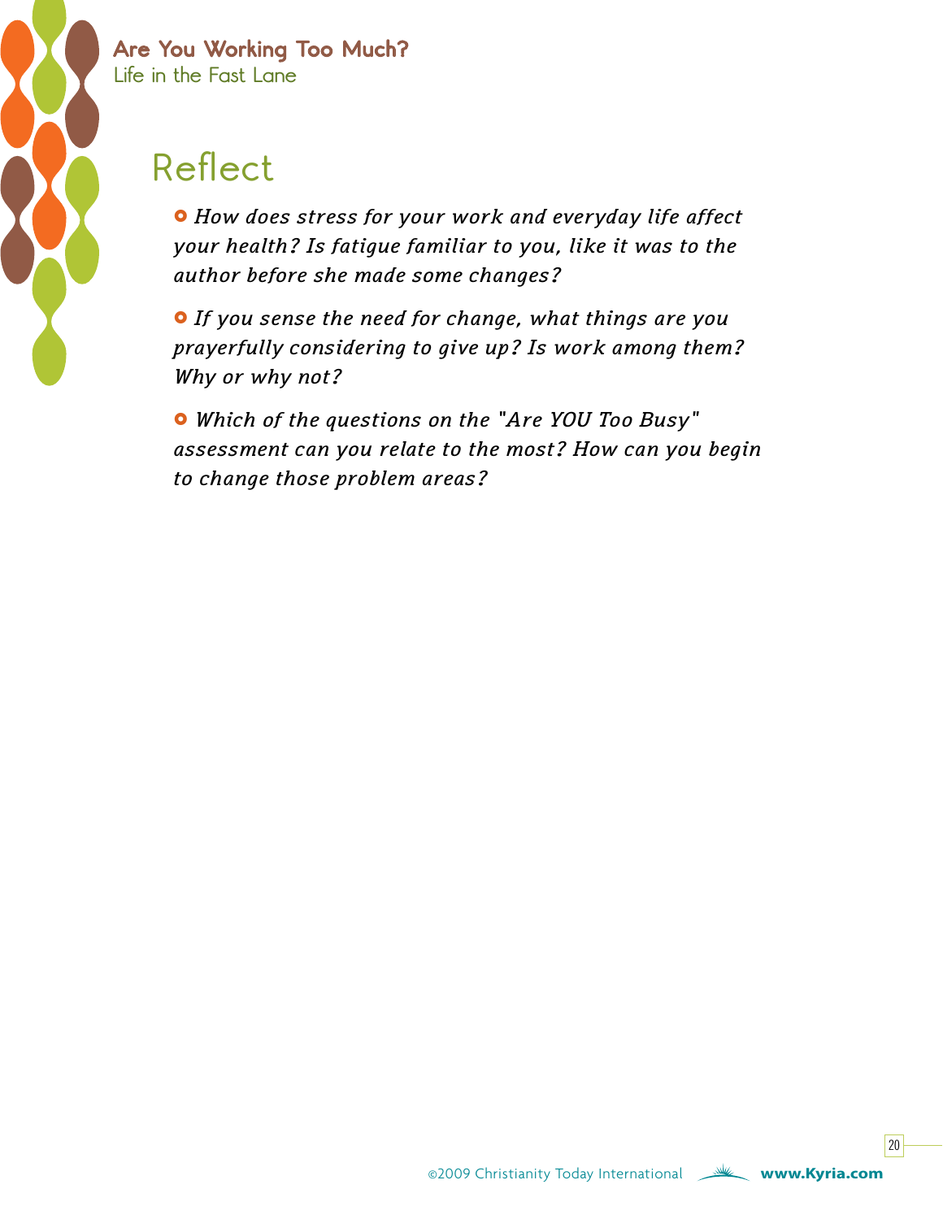# Reflect

- *How does stress for your work and everyday life affect your health? Is fatigue familiar to you, like it was to the author before she made some changes?*

- *If you sense the need for change, what things are you prayerfully considering to give up? Is work among them? Why or why not?*

- *Which of the questions on the "Are YOU Too Busy" assessment can you relate to the most? How can you begin to change those problem areas?*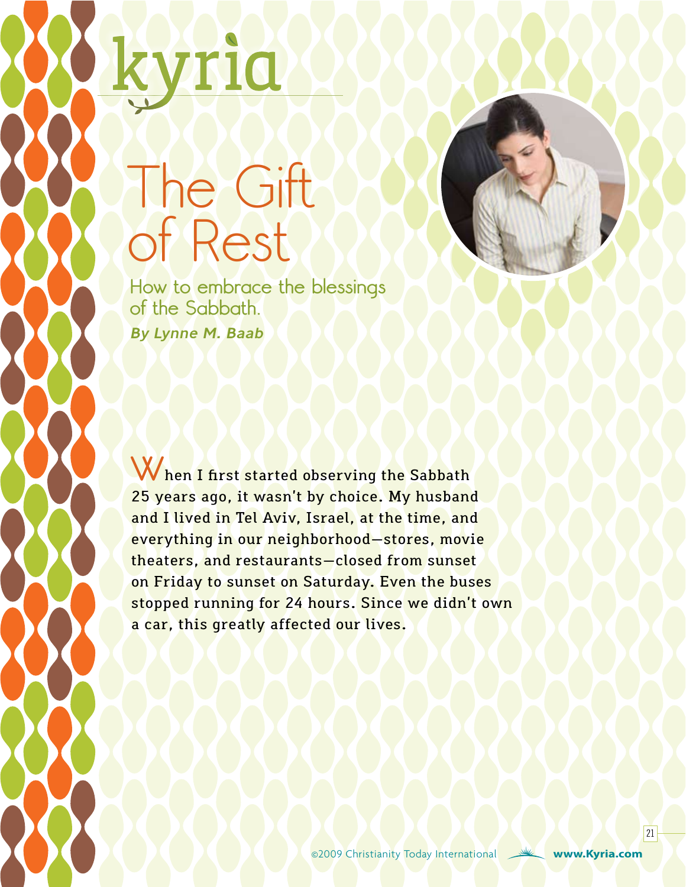# The Gift of Rest

## How to embrace the blessings of the Sabbath.

*By Lynne M. Baab*

When I first started observing the Sabbath 25 years ago, it wasn't by choice. My husband and I lived in Tel Aviv, Israel, at the time, and everything in our neighborhood—stores, movie theaters, and restaurants—closed from sunset on Friday to sunset on Saturday. Even the buses stopped running for 24 hours. Since we didn't own a car, this greatly affected our lives.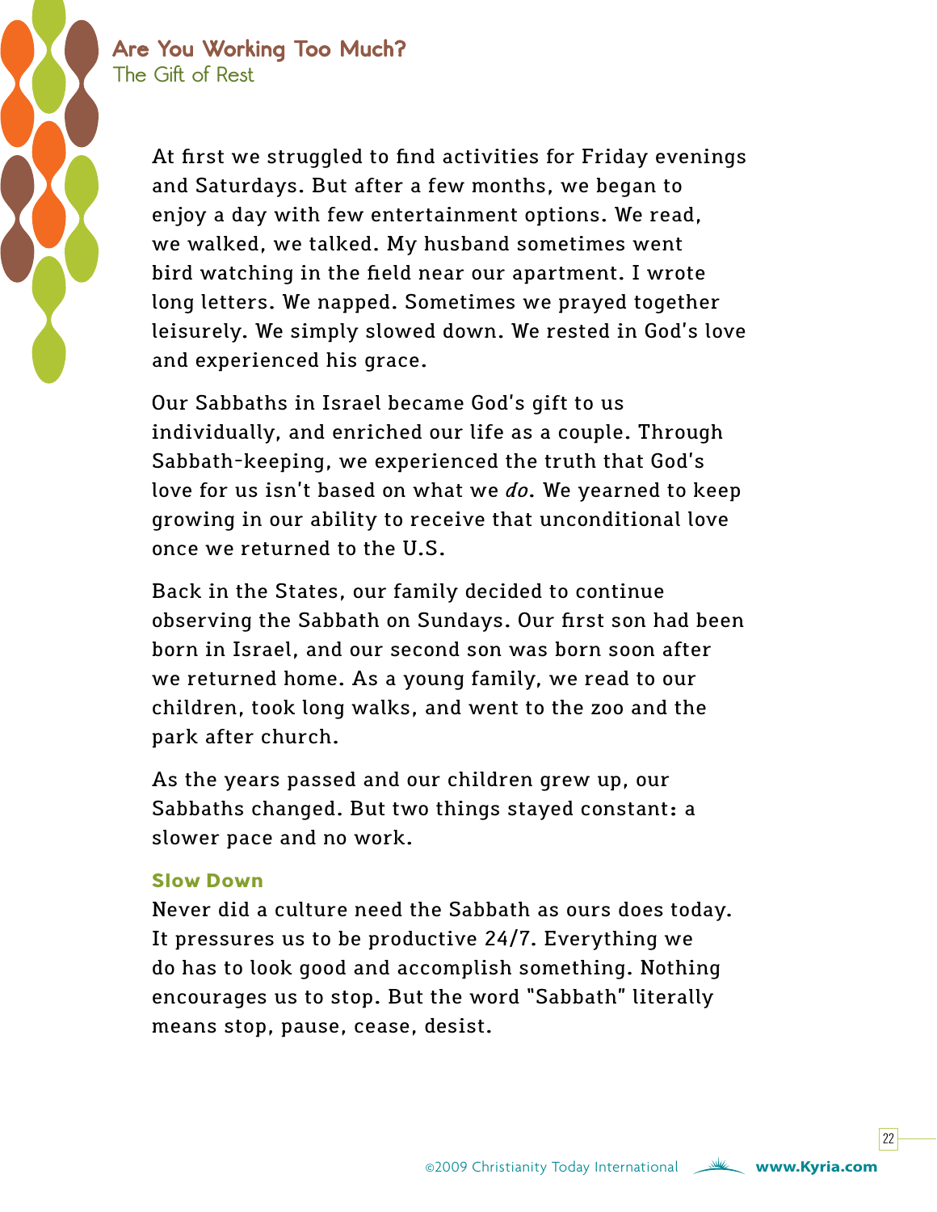At first we struggled to find activities for Friday evenings and Saturdays. But after a few months, we began to enjoy a day with few entertainment options. We read, we walked, we talked. My husband sometimes went bird watching in the field near our apartment. I wrote long letters. We napped. Sometimes we prayed together leisurely. We simply slowed down. We rested in God's love and experienced his grace.

Our Sabbaths in Israel became God's gift to us individually, and enriched our life as a couple. Through Sabbath-keeping, we experienced the truth that God's love for us isn't based on what we *do*. We yearned to keep growing in our ability to receive that unconditional love once we returned to the U.S.

Back in the States, our family decided to continue observing the Sabbath on Sundays. Our first son had been born in Israel, and our second son was born soon after we returned home. As a young family, we read to our children, took long walks, and went to the zoo and the park after church.

As the years passed and our children grew up, our Sabbaths changed. But two things stayed constant: a slower pace and no work.

### Slow Down

Never did a culture need the Sabbath as ours does today. It pressures us to be productive 24/7. Everything we do has to look good and accomplish something. Nothing encourages us to stop. But the word "Sabbath" literally means stop, pause, cease, desist.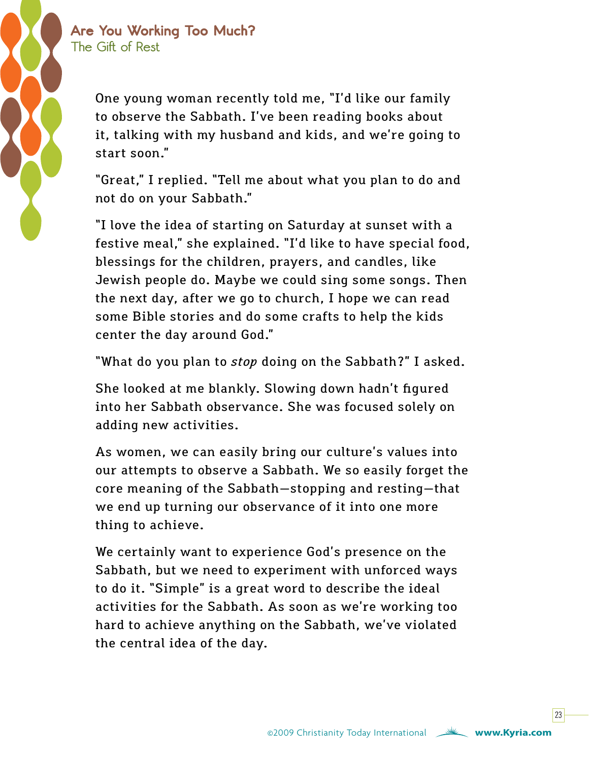One young woman recently told me, "I'd like our family to observe the Sabbath. I've been reading books about it, talking with my husband and kids, and we're going to start soon."

"Great," I replied. "Tell me about what you plan to do and not do on your Sabbath."

"I love the idea of starting on Saturday at sunset with a festive meal," she explained. "I'd like to have special food, blessings for the children, prayers, and candles, like Jewish people do. Maybe we could sing some songs. Then the next day, after we go to church, I hope we can read some Bible stories and do some crafts to help the kids center the day around God."

"What do you plan to *stop* doing on the Sabbath?" I asked.

She looked at me blankly. Slowing down hadn't figured into her Sabbath observance. She was focused solely on adding new activities.

As women, we can easily bring our culture's values into our attempts to observe a Sabbath. We so easily forget the core meaning of the Sabbath—stopping and resting—that we end up turning our observance of it into one more thing to achieve.

We certainly want to experience God's presence on the Sabbath, but we need to experiment with unforced ways to do it. "Simple" is a great word to describe the ideal activities for the Sabbath. As soon as we're working too hard to achieve anything on the Sabbath, we've violated the central idea of the day.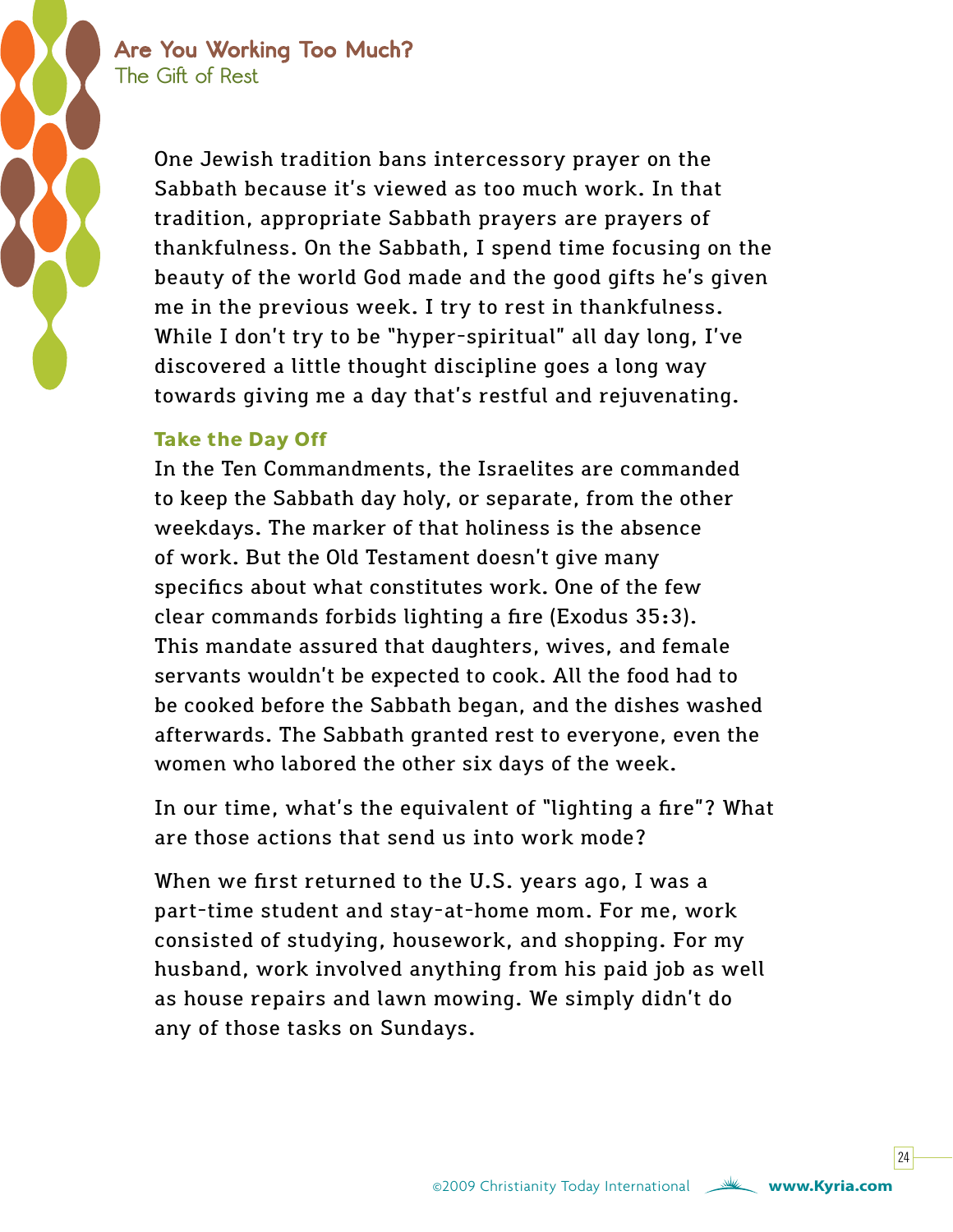One Jewish tradition bans intercessory prayer on the Sabbath because it's viewed as too much work. In that tradition, appropriate Sabbath prayers are prayers of thankfulness. On the Sabbath, I spend time focusing on the beauty of the world God made and the good gifts he's given me in the previous week. I try to rest in thankfulness. While I don't try to be "hyper-spiritual" all day long, I've discovered a little thought discipline goes a long way towards giving me a day that's restful and rejuvenating.

### Take the Day Off

In the Ten Commandments, the Israelites are commanded to keep the Sabbath day holy, or separate, from the other weekdays. The marker of that holiness is the absence of work. But the Old Testament doesn't give many specifics about what constitutes work. One of the few clear commands forbids lighting a fire (Exodus 35:3). This mandate assured that daughters, wives, and female servants wouldn't be expected to cook. All the food had to be cooked before the Sabbath began, and the dishes washed afterwards. The Sabbath granted rest to everyone, even the women who labored the other six days of the week.

In our time, what's the equivalent of "lighting a fire"? What are those actions that send us into work mode?

When we first returned to the U.S. years ago, I was a part-time student and stay-at-home mom. For me, work consisted of studying, housework, and shopping. For my husband, work involved anything from his paid job as well as house repairs and lawn mowing. We simply didn't do any of those tasks on Sundays.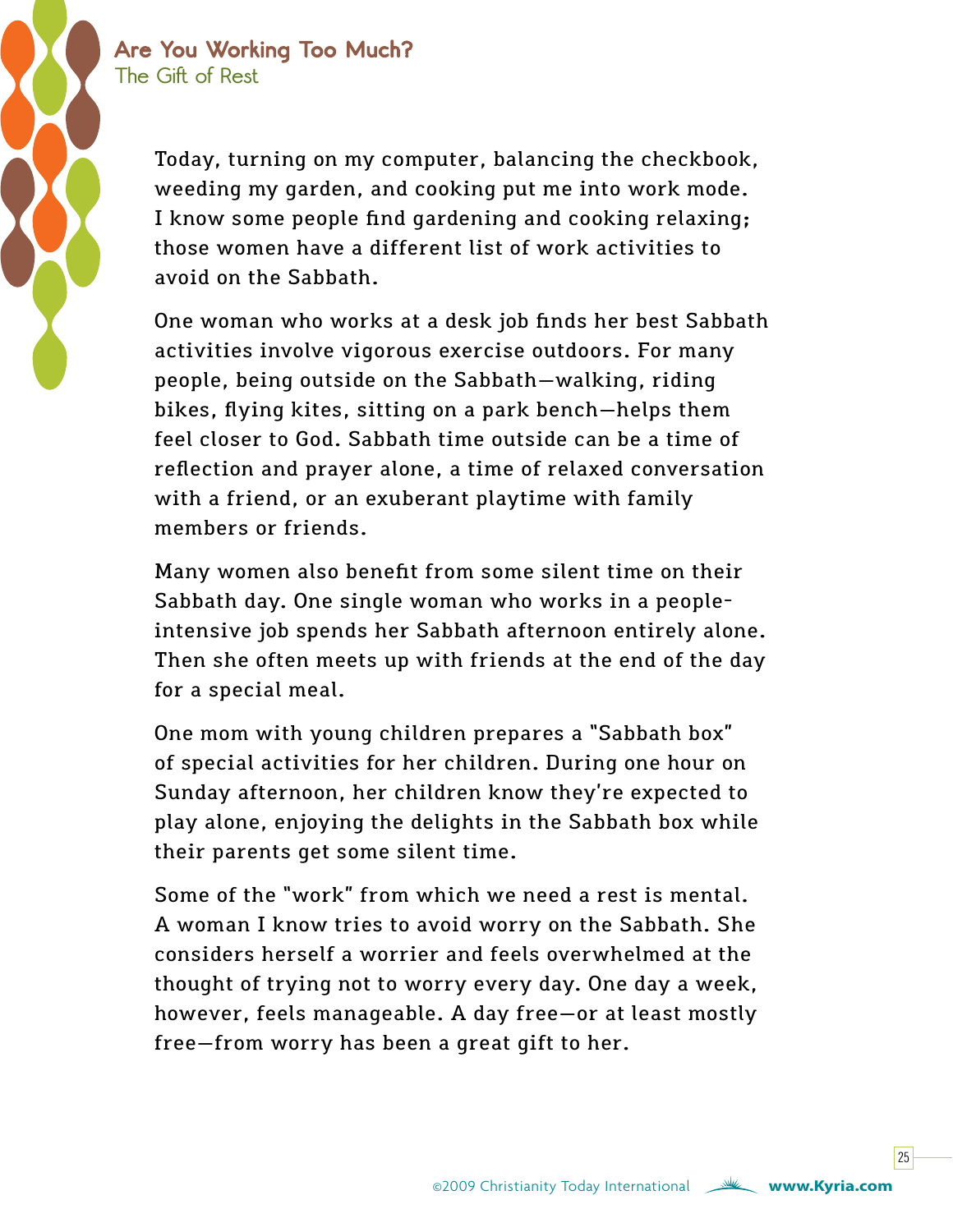Today, turning on my computer, balancing the checkbook, weeding my garden, and cooking put me into work mode. I know some people find gardening and cooking relaxing; those women have a different list of work activities to avoid on the Sabbath.

One woman who works at a desk job finds her best Sabbath activities involve vigorous exercise outdoors. For many people, being outside on the Sabbath—walking, riding bikes, flying kites, sitting on a park bench—helps them feel closer to God. Sabbath time outside can be a time of reflection and prayer alone, a time of relaxed conversation with a friend, or an exuberant playtime with family members or friends.

Many women also benefit from some silent time on their Sabbath day. One single woman who works in a people-intensive job spends her Sabbath afternoon entirely alone. Then she often meets up with friends at the end of the day for a special meal.

One mom with young children prepares a "Sabbath box" of special activities for her children. During one hour on Sunday afternoon, her children know they're expected to play alone, enjoying the delights in the Sabbath box while their parents get some silent time.

Some of the "work" from which we need a rest is mental. A woman I know tries to avoid worry on the Sabbath. She considers herself a worrier and feels overwhelmed at the thought of trying not to worry every day. One day a week, however, feels manageable. A day free—or at least mostly free—from worry has been a great gift to her.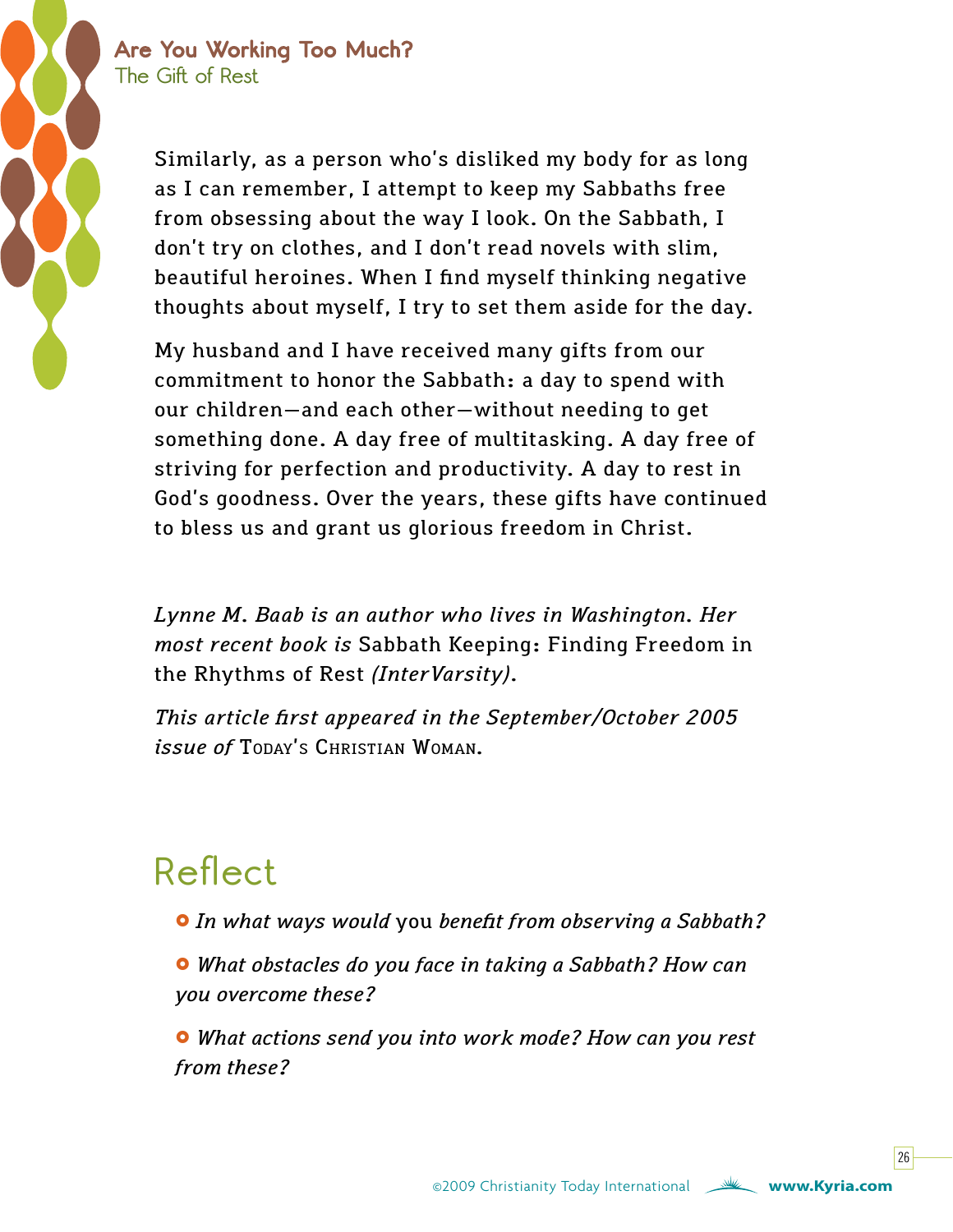Similarly, as a person who's disliked my body for as long as I can remember, I attempt to keep my Sabbaths free from obsessing about the way I look. On the Sabbath, I don't try on clothes, and I don't read novels with slim, beautiful heroines. When I find myself thinking negative thoughts about myself, I try to set them aside for the day.

My husband and I have received many gifts from our commitment to honor the Sabbath: a day to spend with our children—and each other—without needing to get something done. A day free of multitasking. A day free of striving for perfection and productivity. A day to rest in God's goodness. Over the years, these gifts have continued to bless us and grant us glorious freedom in Christ.

*Lynne M. Baab is an author who lives in Washington. Her most recent book is* Sabbath Keeping: Finding Freedom in the Rhythms of Rest *(InterVarsity).*

*This article first appeared in the September/October 2005 issue of* Today's Christian Woman.

## Reflect

- *In what ways would* you *benefit from observing a Sabbath?*
- *What obstacles do you face in taking a Sabbath? How can you overcome these?*
- *What actions send you into work mode? How can you rest from these?*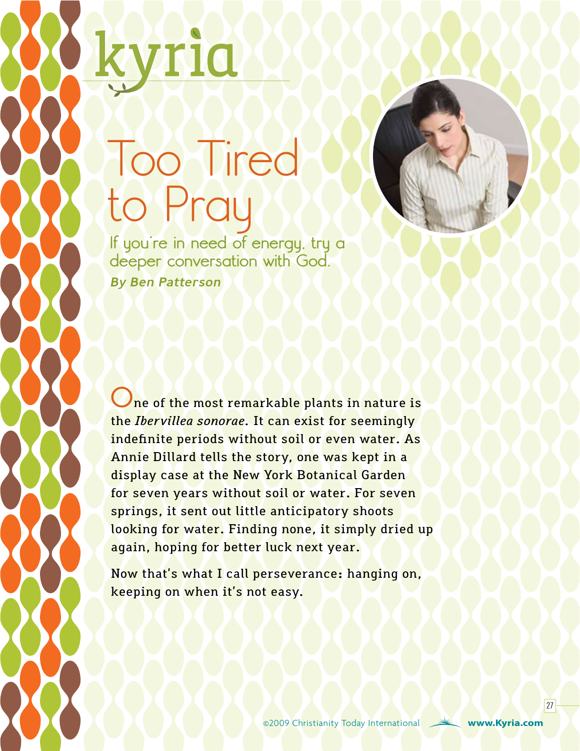kyria

# Too Tired to Pray

If you're in need of energy, try a deeper conversation with God.

***By Ben Patterson***

One of the most remarkable plants in nature is the *Ibervillea sonorae*. It can exist for seemingly indefinite periods without soil or even water. As Annie Dillard tells the story, one was kept in a display case at the New York Botanical Garden for seven years without soil or water. For seven springs, it sent out little anticipatory shoots looking for water. Finding none, it simply dried up again, hoping for better luck next year.

Now that's what I call perseverance: hanging on, keeping on when it's not easy.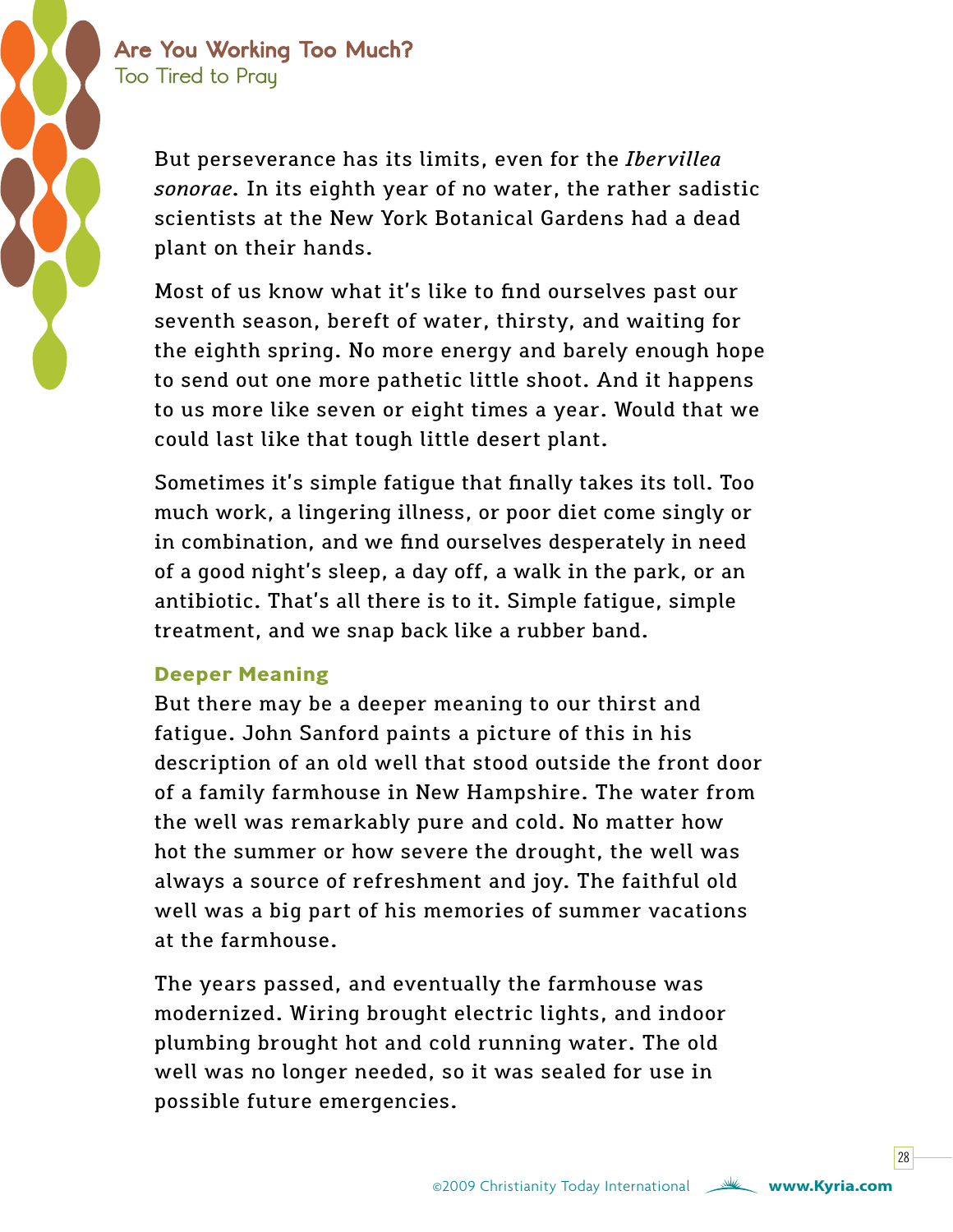But perseverance has its limits, even for the *Ibervillea sonorae*. In its eighth year of no water, the rather sadistic scientists at the New York Botanical Gardens had a dead plant on their hands.

Most of us know what it's like to find ourselves past our seventh season, bereft of water, thirsty, and waiting for the eighth spring. No more energy and barely enough hope to send out one more pathetic little shoot. And it happens to us more like seven or eight times a year. Would that we could last like that tough little desert plant.

Sometimes it's simple fatigue that finally takes its toll. Too much work, a lingering illness, or poor diet come singly or in combination, and we find ourselves desperately in need of a good night's sleep, a day off, a walk in the park, or an antibiotic. That's all there is to it. Simple fatigue, simple treatment, and we snap back like a rubber band.

### Deeper Meaning

But there may be a deeper meaning to our thirst and fatigue. John Sanford paints a picture of this in his description of an old well that stood outside the front door of a family farmhouse in New Hampshire. The water from the well was remarkably pure and cold. No matter how hot the summer or how severe the drought, the well was always a source of refreshment and joy. The faithful old well was a big part of his memories of summer vacations at the farmhouse.

The years passed, and eventually the farmhouse was modernized. Wiring brought electric lights, and indoor plumbing brought hot and cold running water. The old well was no longer needed, so it was sealed for use in possible future emergencies.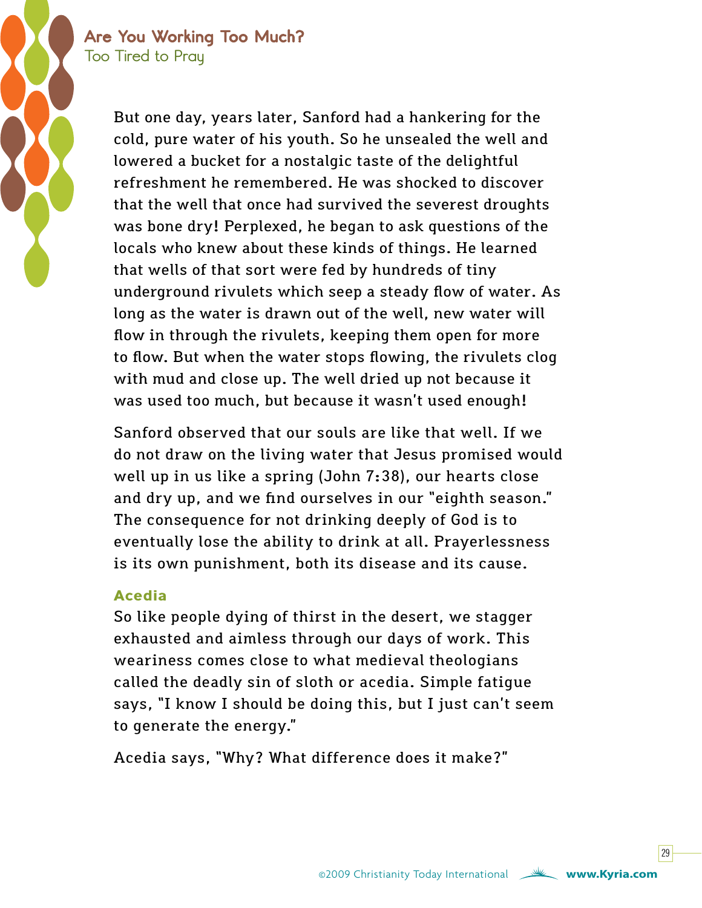But one day, years later, Sanford had a hankering for the cold, pure water of his youth. So he unsealed the well and lowered a bucket for a nostalgic taste of the delightful refreshment he remembered. He was shocked to discover that the well that once had survived the severest droughts was bone dry! Perplexed, he began to ask questions of the locals who knew about these kinds of things. He learned that wells of that sort were fed by hundreds of tiny underground rivulets which seep a steady flow of water. As long as the water is drawn out of the well, new water will flow in through the rivulets, keeping them open for more to flow. But when the water stops flowing, the rivulets clog with mud and close up. The well dried up not because it was used too much, but because it wasn't used enough!

Sanford observed that our souls are like that well. If we do not draw on the living water that Jesus promised would well up in us like a spring (John 7:38), our hearts close and dry up, and we find ourselves in our "eighth season." The consequence for not drinking deeply of God is to eventually lose the ability to drink at all. Prayerlessness is its own punishment, both its disease and its cause.

### Acedia

So like people dying of thirst in the desert, we stagger exhausted and aimless through our days of work. This weariness comes close to what medieval theologians called the deadly sin of sloth or acedia. Simple fatigue says, "I know I should be doing this, but I just can't seem to generate the energy."

Acedia says, "Why? What difference does it make?"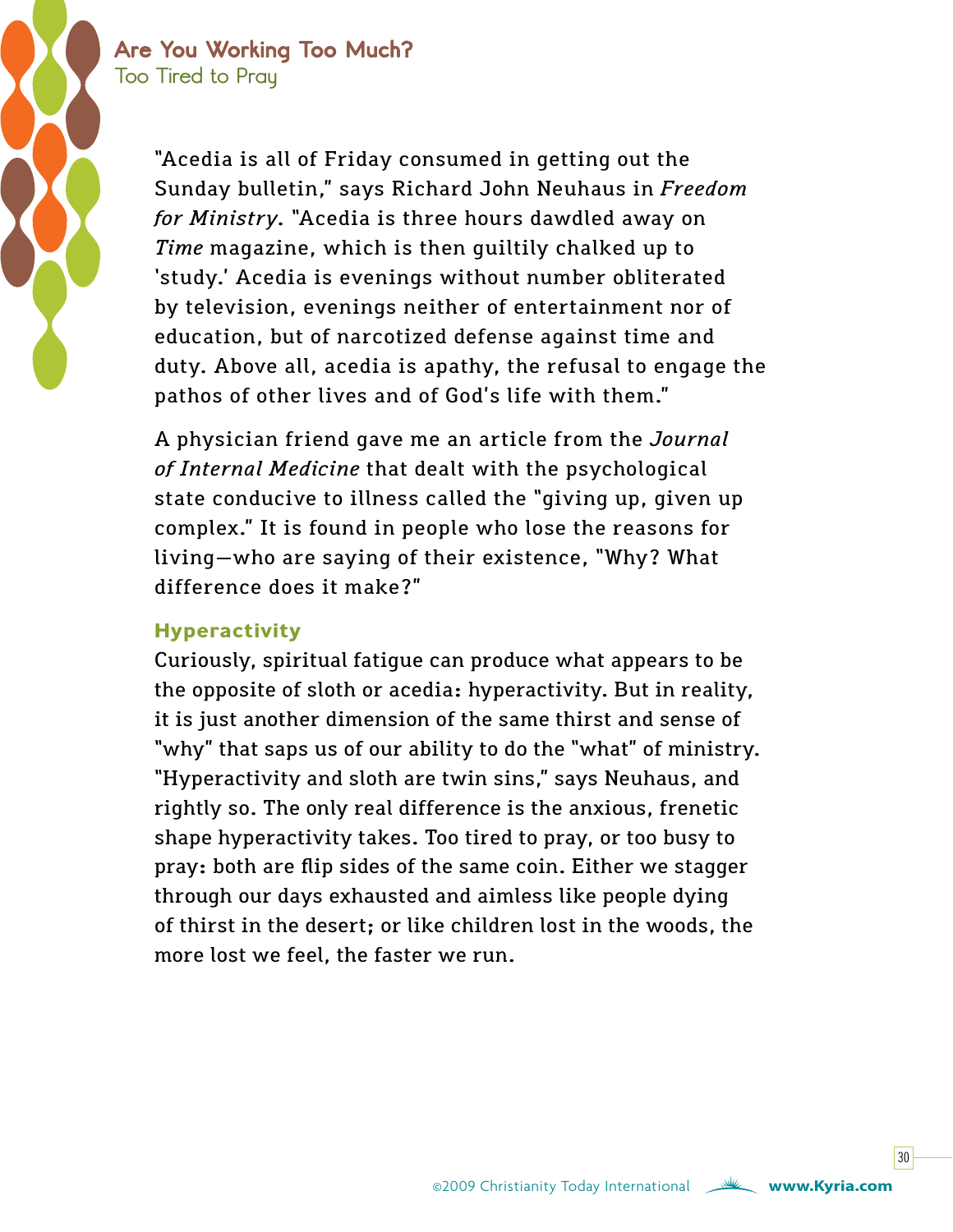"Acedia is all of Friday consumed in getting out the Sunday bulletin," says Richard John Neuhaus in *Freedom for Ministry*. "Acedia is three hours dawdled away on *Time* magazine, which is then guiltily chalked up to 'study.' Acedia is evenings without number obliterated by television, evenings neither of entertainment nor of education, but of narcotized defense against time and duty. Above all, acedia is apathy, the refusal to engage the pathos of other lives and of God's life with them."

A physician friend gave me an article from the *Journal of Internal Medicine* that dealt with the psychological state conducive to illness called the "giving up, given up complex." It is found in people who lose the reasons for living—who are saying of their existence, "Why? What difference does it make?"

### Hyperactivity

Curiously, spiritual fatigue can produce what appears to be the opposite of sloth or acedia: hyperactivity. But in reality, it is just another dimension of the same thirst and sense of "why" that saps us of our ability to do the "what" of ministry. "Hyperactivity and sloth are twin sins," says Neuhaus, and rightly so. The only real difference is the anxious, frenetic shape hyperactivity takes. Too tired to pray, or too busy to pray: both are flip sides of the same coin. Either we stagger through our days exhausted and aimless like people dying of thirst in the desert; or like children lost in the woods, the more lost we feel, the faster we run.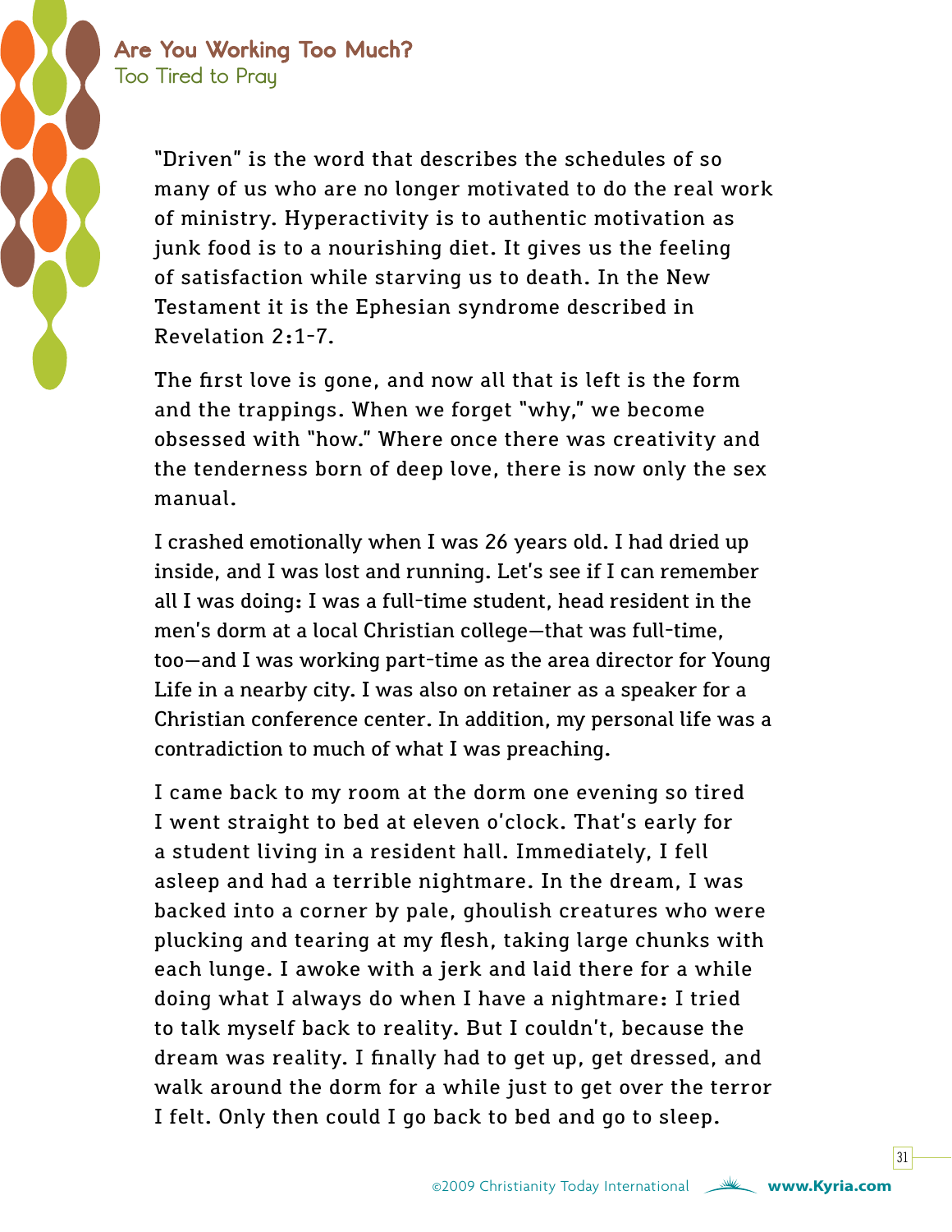"Driven" is the word that describes the schedules of so many of us who are no longer motivated to do the real work of ministry. Hyperactivity is to authentic motivation as junk food is to a nourishing diet. It gives us the feeling of satisfaction while starving us to death. In the New Testament it is the Ephesian syndrome described in Revelation 2:1-7.

The first love is gone, and now all that is left is the form and the trappings. When we forget "why," we become obsessed with "how." Where once there was creativity and the tenderness born of deep love, there is now only the sex manual.

I crashed emotionally when I was 26 years old. I had dried up inside, and I was lost and running. Let's see if I can remember all I was doing: I was a full-time student, head resident in the men's dorm at a local Christian college—that was full-time, too—and I was working part-time as the area director for Young Life in a nearby city. I was also on retainer as a speaker for a Christian conference center. In addition, my personal life was a contradiction to much of what I was preaching.

I came back to my room at the dorm one evening so tired I went straight to bed at eleven o'clock. That's early for a student living in a resident hall. Immediately, I fell asleep and had a terrible nightmare. In the dream, I was backed into a corner by pale, ghoulish creatures who were plucking and tearing at my flesh, taking large chunks with each lunge. I awoke with a jerk and laid there for a while doing what I always do when I have a nightmare: I tried to talk myself back to reality. But I couldn't, because the dream was reality. I finally had to get up, get dressed, and walk around the dorm for a while just to get over the terror I felt. Only then could I go back to bed and go to sleep.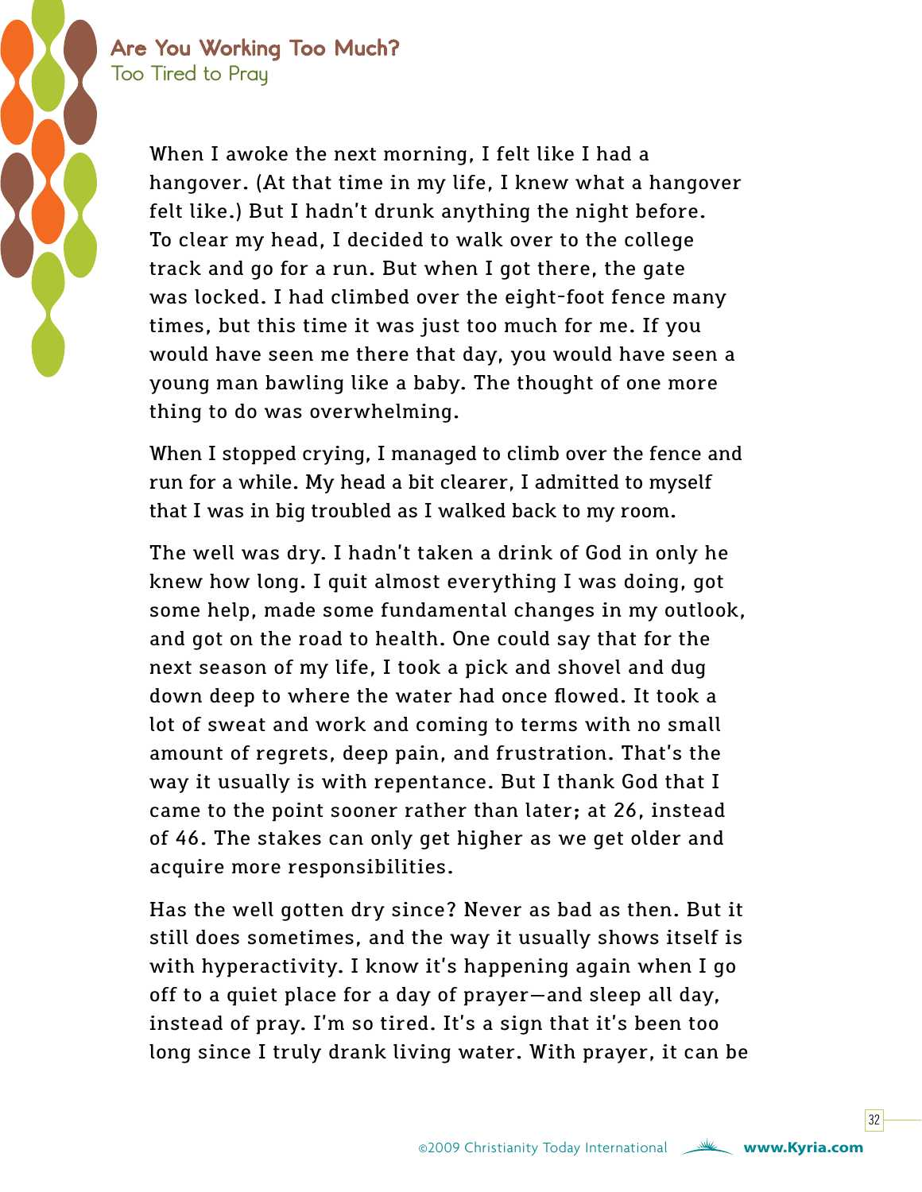When I awoke the next morning, I felt like I had a hangover. (At that time in my life, I knew what a hangover felt like.) But I hadn't drunk anything the night before. To clear my head, I decided to walk over to the college track and go for a run. But when I got there, the gate was locked. I had climbed over the eight-foot fence many times, but this time it was just too much for me. If you would have seen me there that day, you would have seen a young man bawling like a baby. The thought of one more thing to do was overwhelming.

When I stopped crying, I managed to climb over the fence and run for a while. My head a bit clearer, I admitted to myself that I was in big troubled as I walked back to my room.

The well was dry. I hadn't taken a drink of God in only he knew how long. I quit almost everything I was doing, got some help, made some fundamental changes in my outlook, and got on the road to health. One could say that for the next season of my life, I took a pick and shovel and dug down deep to where the water had once flowed. It took a lot of sweat and work and coming to terms with no small amount of regrets, deep pain, and frustration. That's the way it usually is with repentance. But I thank God that I came to the point sooner rather than later; at 26, instead of 46. The stakes can only get higher as we get older and acquire more responsibilities.

Has the well gotten dry since? Never as bad as then. But it still does sometimes, and the way it usually shows itself is with hyperactivity. I know it's happening again when I go off to a quiet place for a day of prayer—and sleep all day, instead of pray. I'm so tired. It's a sign that it's been too long since I truly drank living water. With prayer, it can be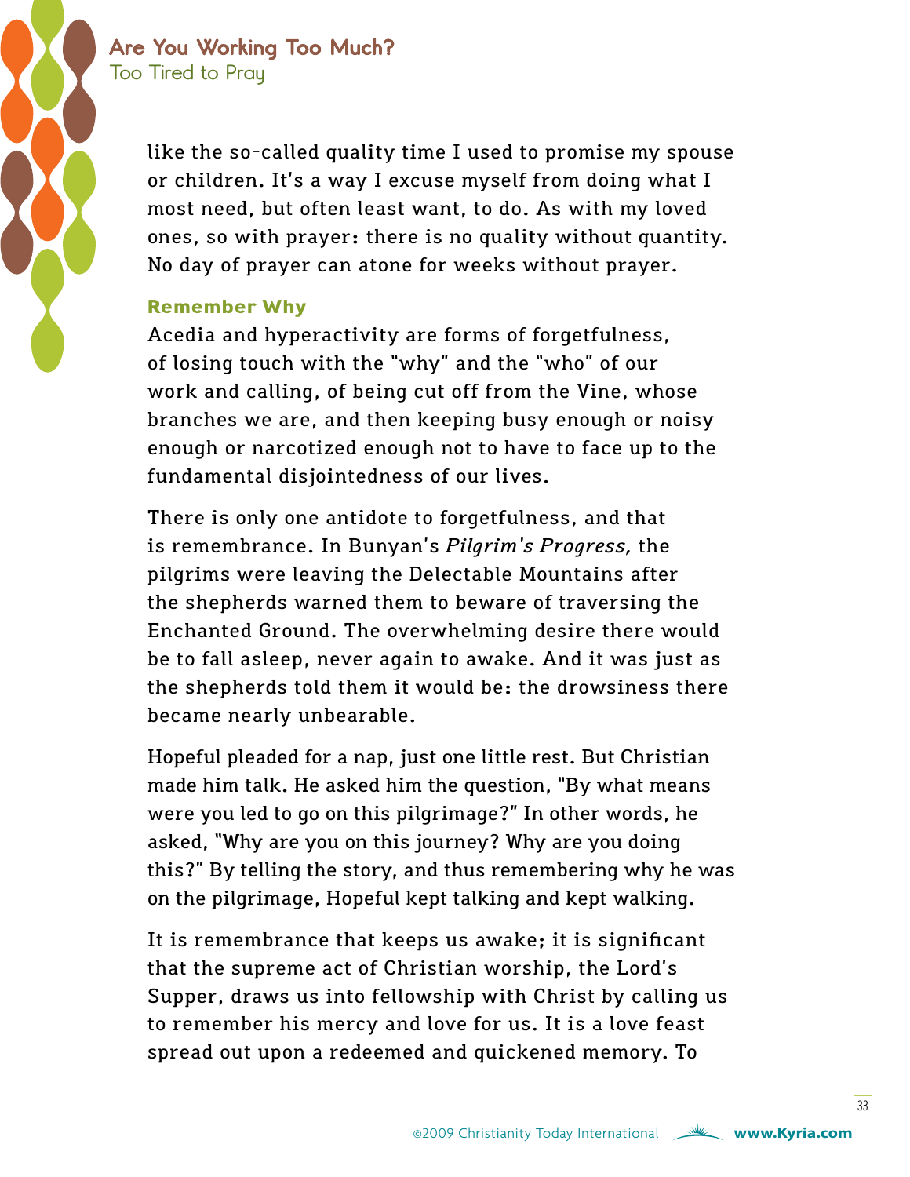like the so-called quality time I used to promise my spouse or children. It's a way I excuse myself from doing what I most need, but often least want, to do. As with my loved ones, so with prayer: there is no quality without quantity. No day of prayer can atone for weeks without prayer.

### Remember Why

Acedia and hyperactivity are forms of forgetfulness, of losing touch with the "why" and the "who" of our work and calling, of being cut off from the Vine, whose branches we are, and then keeping busy enough or noisy enough or narcotized enough not to have to face up to the fundamental disjointedness of our lives.

There is only one antidote to forgetfulness, and that is remembrance. In Bunyan's *Pilgrim's Progress,* the pilgrims were leaving the Delectable Mountains after the shepherds warned them to beware of traversing the Enchanted Ground. The overwhelming desire there would be to fall asleep, never again to awake. And it was just as the shepherds told them it would be: the drowsiness there became nearly unbearable.

Hopeful pleaded for a nap, just one little rest. But Christian made him talk. He asked him the question, "By what means were you led to go on this pilgrimage?" In other words, he asked, "Why are you on this journey? Why are you doing this?" By telling the story, and thus remembering why he was on the pilgrimage, Hopeful kept talking and kept walking.

It is remembrance that keeps us awake; it is significant that the supreme act of Christian worship, the Lord's Supper, draws us into fellowship with Christ by calling us to remember his mercy and love for us. It is a love feast spread out upon a redeemed and quickened memory. To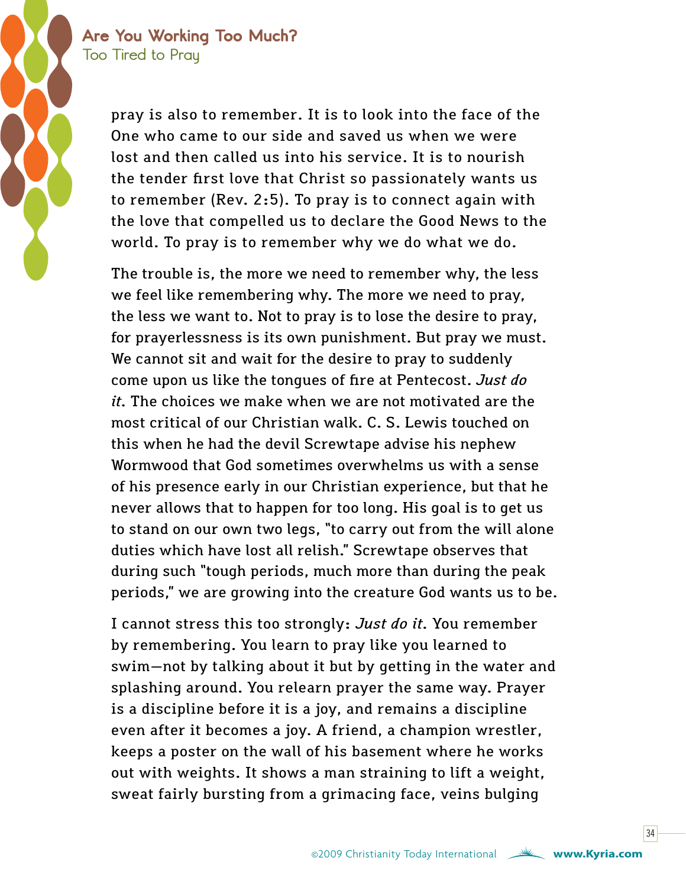pray is also to remember. It is to look into the face of the One who came to our side and saved us when we were lost and then called us into his service. It is to nourish the tender first love that Christ so passionately wants us to remember (Rev. 2:5). To pray is to connect again with the love that compelled us to declare the Good News to the world. To pray is to remember why we do what we do.

The trouble is, the more we need to remember why, the less we feel like remembering why. The more we need to pray, the less we want to. Not to pray is to lose the desire to pray, for prayerlessness is its own punishment. But pray we must. We cannot sit and wait for the desire to pray to suddenly come upon us like the tongues of fire at Pentecost. *Just do it*. The choices we make when we are not motivated are the most critical of our Christian walk. C. S. Lewis touched on this when he had the devil Screwtape advise his nephew Wormwood that God sometimes overwhelms us with a sense of his presence early in our Christian experience, but that he never allows that to happen for too long. His goal is to get us to stand on our own two legs, "to carry out from the will alone duties which have lost all relish." Screwtape observes that during such "tough periods, much more than during the peak periods," we are growing into the creature God wants us to be.

I cannot stress this too strongly: *Just do it*. You remember by remembering. You learn to pray like you learned to swim—not by talking about it but by getting in the water and splashing around. You relearn prayer the same way. Prayer is a discipline before it is a joy, and remains a discipline even after it becomes a joy. A friend, a champion wrestler, keeps a poster on the wall of his basement where he works out with weights. It shows a man straining to lift a weight, sweat fairly bursting from a grimacing face, veins bulging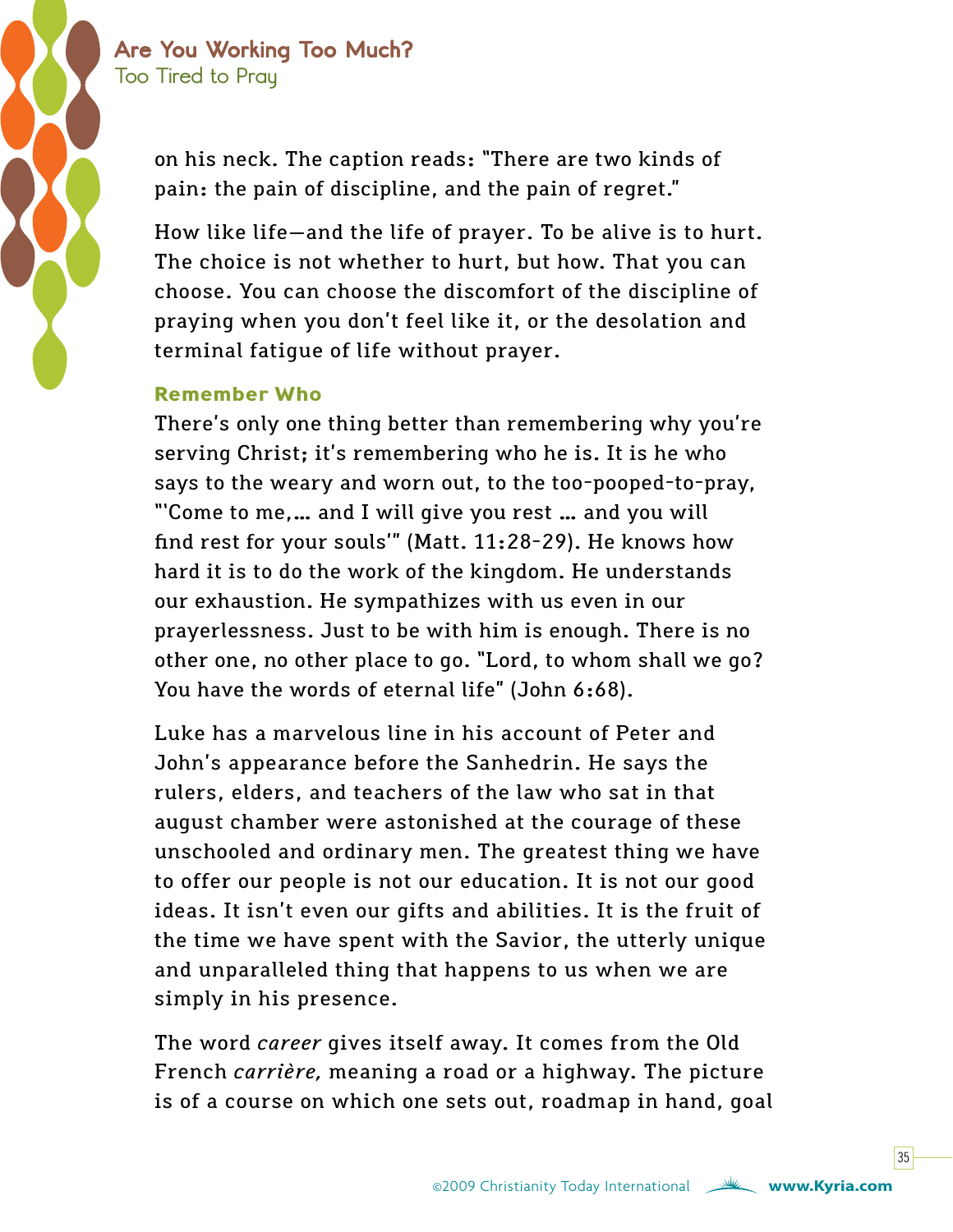on his neck. The caption reads: "There are two kinds of pain: the pain of discipline, and the pain of regret."

How like life—and the life of prayer. To be alive is to hurt. The choice is not whether to hurt, but how. That you can choose. You can choose the discomfort of the discipline of praying when you don't feel like it, or the desolation and terminal fatigue of life without prayer.

### Remember Who

There's only one thing better than remembering why you're serving Christ; it's remembering who he is. It is he who says to the weary and worn out, to the too-pooped-to-pray, "'Come to me,… and I will give you rest … and you will find rest for your souls'" (Matt. 11:28-29). He knows how hard it is to do the work of the kingdom. He understands our exhaustion. He sympathizes with us even in our prayerlessness. Just to be with him is enough. There is no other one, no other place to go. "Lord, to whom shall we go? You have the words of eternal life" (John 6:68).

Luke has a marvelous line in his account of Peter and John's appearance before the Sanhedrin. He says the rulers, elders, and teachers of the law who sat in that august chamber were astonished at the courage of these unschooled and ordinary men. The greatest thing we have to offer our people is not our education. It is not our good ideas. It isn't even our gifts and abilities. It is the fruit of the time we have spent with the Savior, the utterly unique and unparalleled thing that happens to us when we are simply in his presence.

The word *career* gives itself away. It comes from the Old French *carrière,* meaning a road or a highway. The picture is of a course on which one sets out, roadmap in hand, goal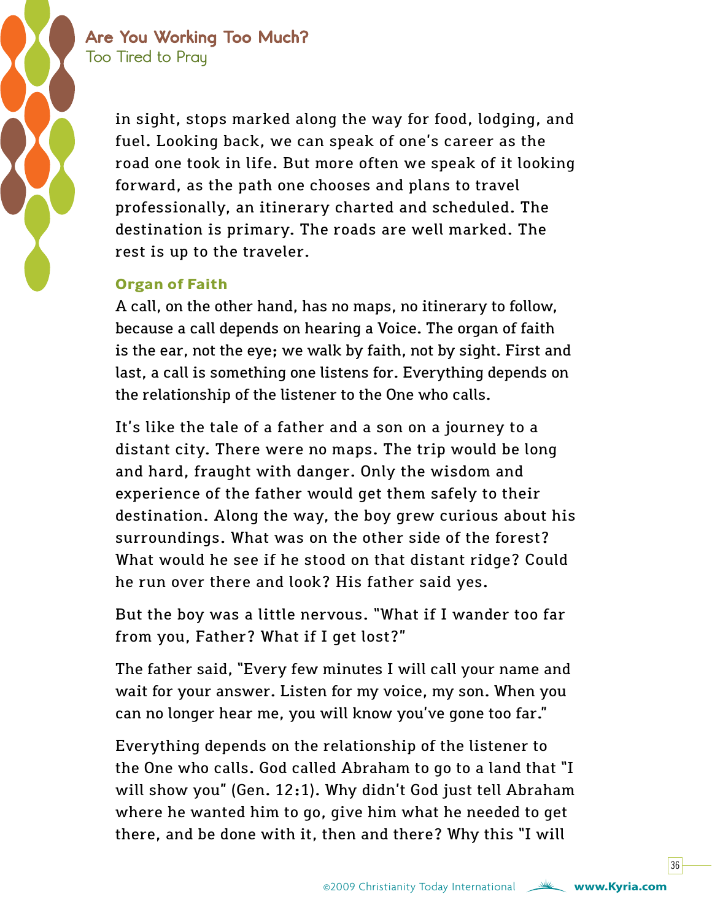in sight, stops marked along the way for food, lodging, and fuel. Looking back, we can speak of one's career as the road one took in life. But more often we speak of it looking forward, as the path one chooses and plans to travel professionally, an itinerary charted and scheduled. The destination is primary. The roads are well marked. The rest is up to the traveler.

### Organ of Faith

A call, on the other hand, has no maps, no itinerary to follow, because a call depends on hearing a Voice. The organ of faith is the ear, not the eye; we walk by faith, not by sight. First and last, a call is something one listens for. Everything depends on the relationship of the listener to the One who calls.

It's like the tale of a father and a son on a journey to a distant city. There were no maps. The trip would be long and hard, fraught with danger. Only the wisdom and experience of the father would get them safely to their destination. Along the way, the boy grew curious about his surroundings. What was on the other side of the forest? What would he see if he stood on that distant ridge? Could he run over there and look? His father said yes.

But the boy was a little nervous. "What if I wander too far from you, Father? What if I get lost?"

The father said, "Every few minutes I will call your name and wait for your answer. Listen for my voice, my son. When you can no longer hear me, you will know you've gone too far."

Everything depends on the relationship of the listener to the One who calls. God called Abraham to go to a land that "I will show you" (Gen. 12:1). Why didn't God just tell Abraham where he wanted him to go, give him what he needed to get there, and be done with it, then and there? Why this "I will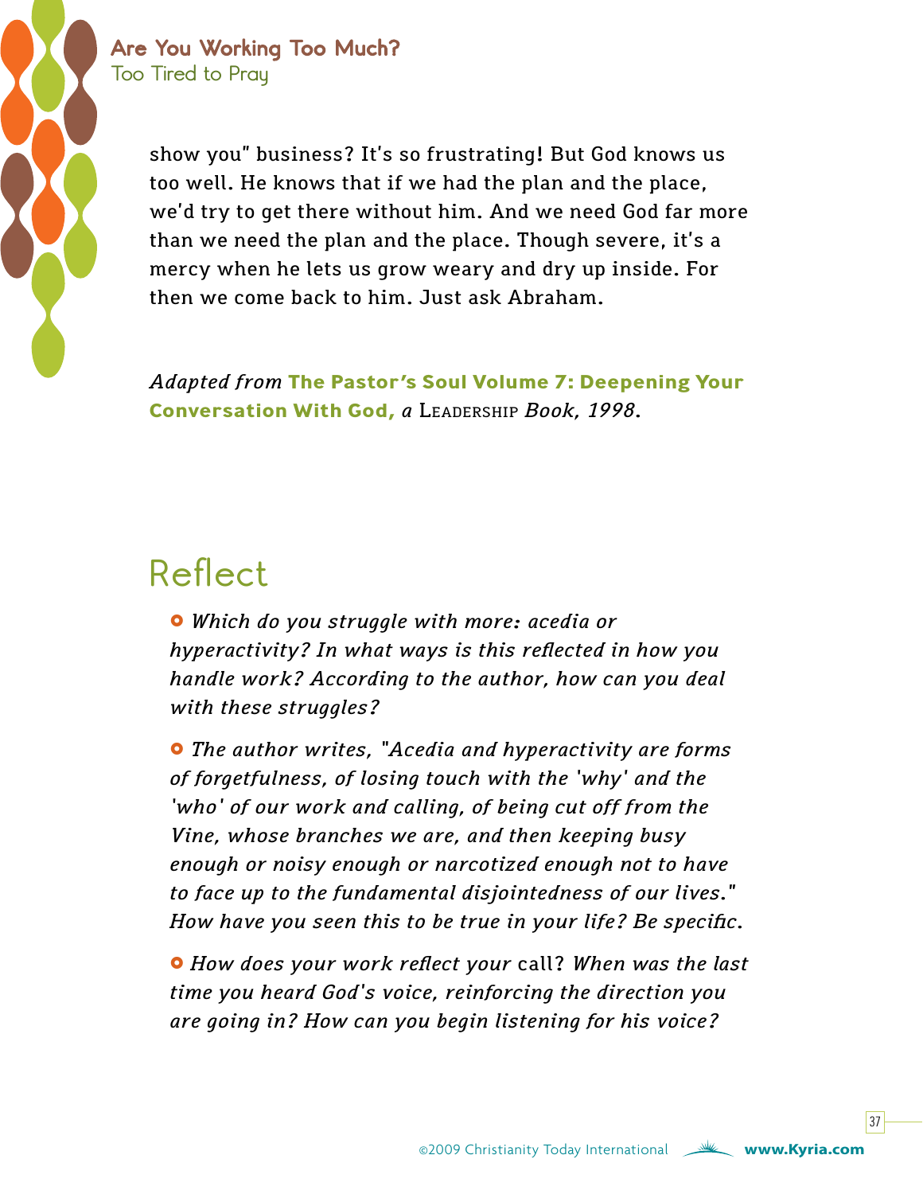show you" business? It's so frustrating! But God knows us too well. He knows that if we had the plan and the place, we'd try to get there without him. And we need God far more than we need the plan and the place. Though severe, it's a mercy when he lets us grow weary and dry up inside. For then we come back to him. Just ask Abraham.

*Adapted from* **The Pastor's Soul Volume 7: Deepening Your Conversation With God,** *a* LEADERSHIP *Book, 1998.*

## Reflect

- *Which do you struggle with more: acedia or hyperactivity? In what ways is this reflected in how you handle work? According to the author, how can you deal with these struggles?*
- *The author writes, "Acedia and hyperactivity are forms of forgetfulness, of losing touch with the 'why' and the 'who' of our work and calling, of being cut off from the Vine, whose branches we are, and then keeping busy enough or noisy enough or narcotized enough not to have to face up to the fundamental disjointedness of our lives." How have you seen this to be true in your life? Be specific.*
- *How does your work reflect your* call? *When was the last time you heard God's voice, reinforcing the direction you are going in? How can you begin listening for his voice?*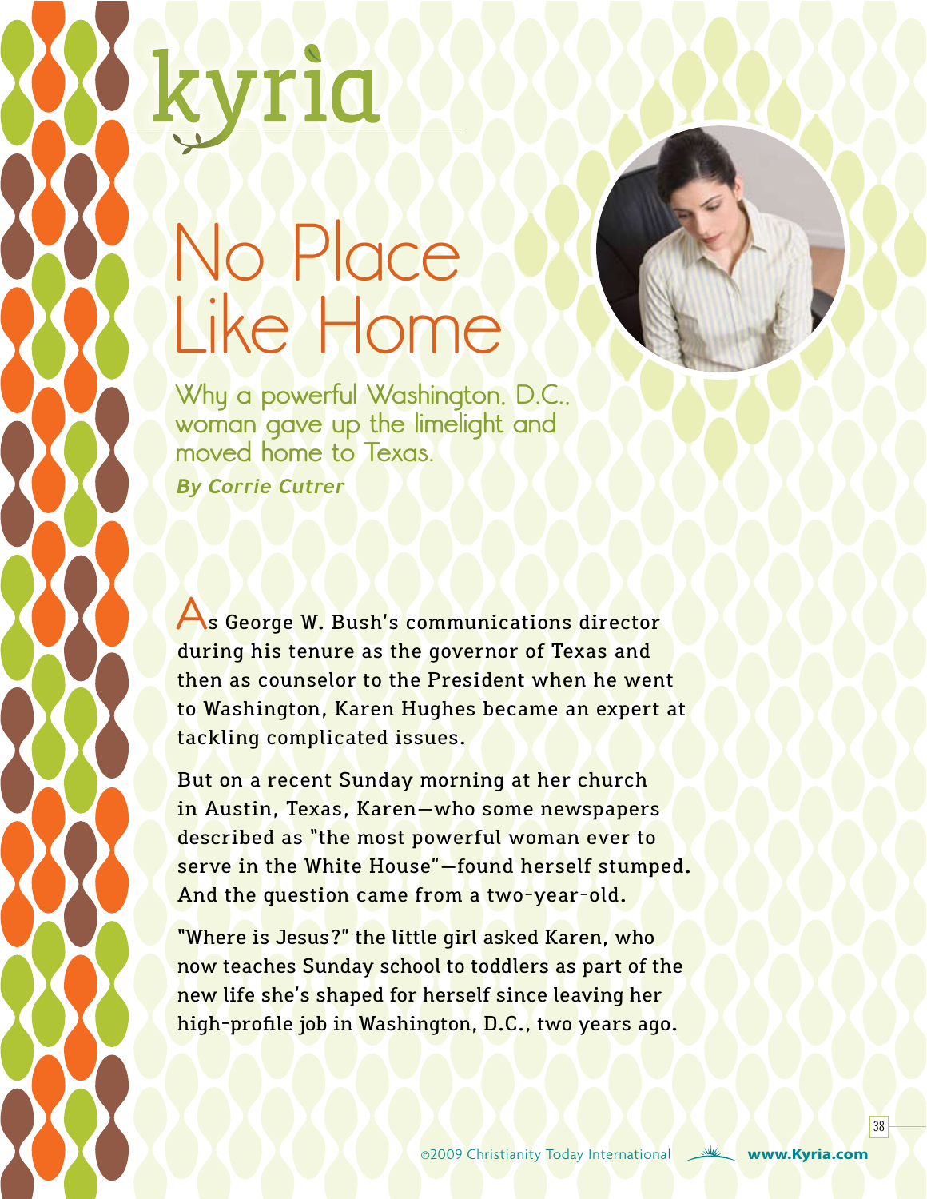kyria

# No Place Like Home

## Why a powerful Washington, D.C., woman gave up the limelight and moved home to Texas.

***By Corrie Cutrer***

As George W. Bush's communications director during his tenure as the governor of Texas and then as counselor to the President when he went to Washington, Karen Hughes became an expert at tackling complicated issues.

But on a recent Sunday morning at her church in Austin, Texas, Karen—who some newspapers described as "the most powerful woman ever to serve in the White House"—found herself stumped. And the question came from a two-year-old.

"Where is Jesus?" the little girl asked Karen, who now teaches Sunday school to toddlers as part of the new life she's shaped for herself since leaving her high-profile job in Washington, D.C., two years ago.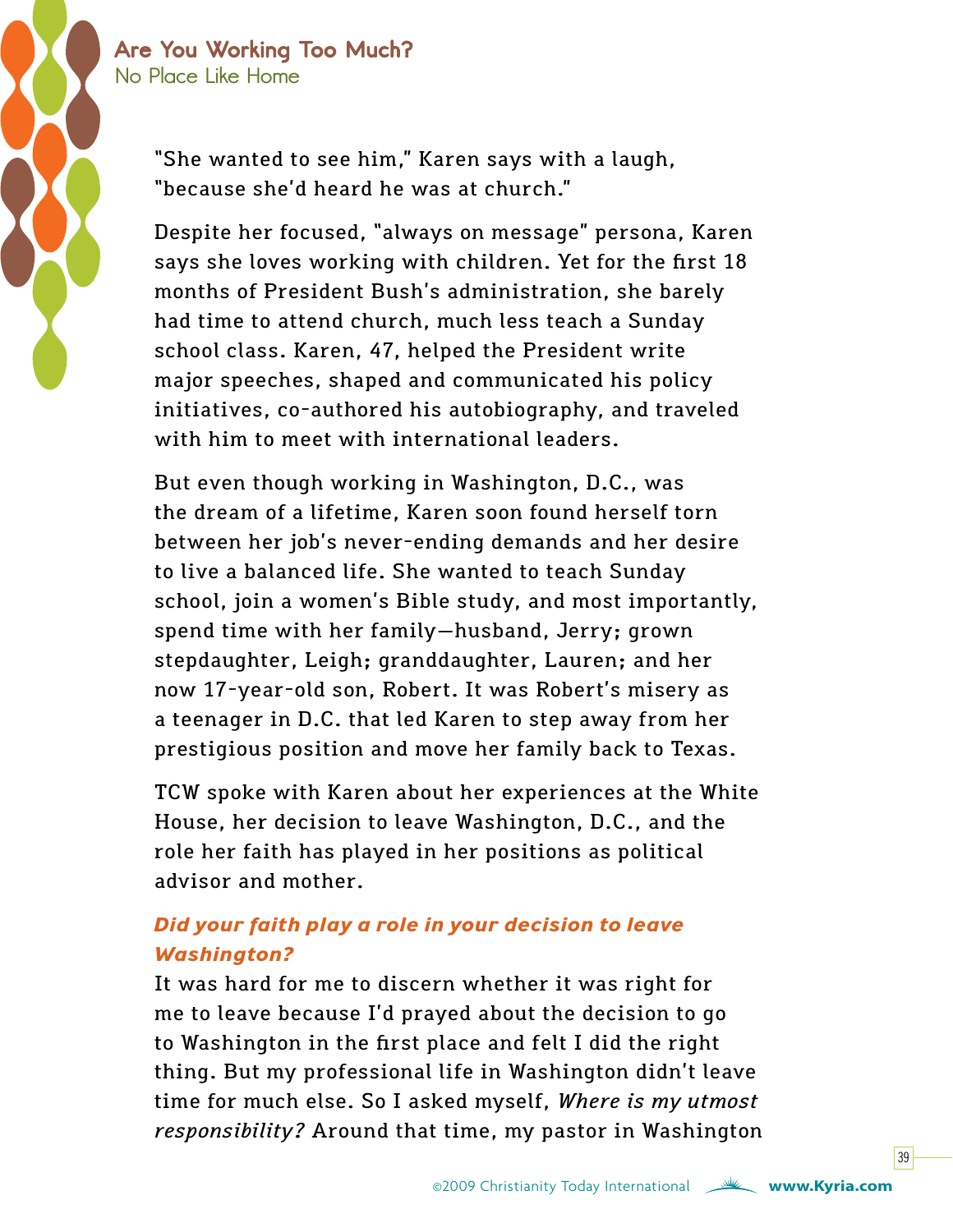"She wanted to see him," Karen says with a laugh, "because she'd heard he was at church."

Despite her focused, "always on message" persona, Karen says she loves working with children. Yet for the first 18 months of President Bush's administration, she barely had time to attend church, much less teach a Sunday school class. Karen, 47, helped the President write major speeches, shaped and communicated his policy initiatives, co-authored his autobiography, and traveled with him to meet with international leaders.

But even though working in Washington, D.C., was the dream of a lifetime, Karen soon found herself torn between her job's never-ending demands and her desire to live a balanced life. She wanted to teach Sunday school, join a women's Bible study, and most importantly, spend time with her family—husband, Jerry; grown stepdaughter, Leigh; granddaughter, Lauren; and her now 17-year-old son, Robert. It was Robert's misery as a teenager in D.C. that led Karen to step away from her prestigious position and move her family back to Texas.

TCW spoke with Karen about her experiences at the White House, her decision to leave Washington, D.C., and the role her faith has played in her positions as political advisor and mother.

***Did your faith play a role in your decision to leave Washington?***

It was hard for me to discern whether it was right for me to leave because I'd prayed about the decision to go to Washington in the first place and felt I did the right thing. But my professional life in Washington didn't leave time for much else. So I asked myself, *Where is my utmost responsibility?* Around that time, my pastor in Washington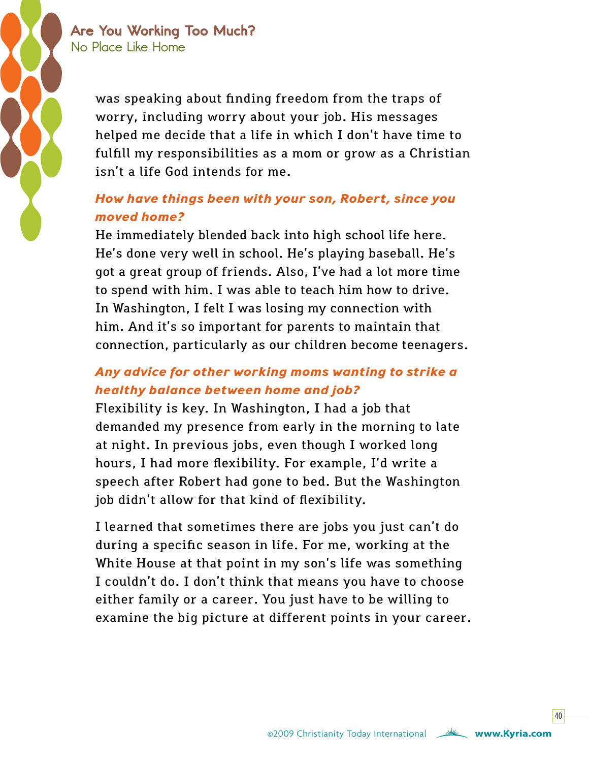was speaking about finding freedom from the traps of worry, including worry about your job. His messages helped me decide that a life in which I don't have time to fulfill my responsibilities as a mom or grow as a Christian isn't a life God intends for me.

***How have things been with your son, Robert, since you moved home?***

He immediately blended back into high school life here. He's done very well in school. He's playing baseball. He's got a great group of friends. Also, I've had a lot more time to spend with him. I was able to teach him how to drive. In Washington, I felt I was losing my connection with him. And it's so important for parents to maintain that connection, particularly as our children become teenagers.

***Any advice for other working moms wanting to strike a healthy balance between home and job?***

Flexibility is key. In Washington, I had a job that demanded my presence from early in the morning to late at night. In previous jobs, even though I worked long hours, I had more flexibility. For example, I'd write a speech after Robert had gone to bed. But the Washington job didn't allow for that kind of flexibility.

I learned that sometimes there are jobs you just can't do during a specific season in life. For me, working at the White House at that point in my son's life was something I couldn't do. I don't think that means you have to choose either family or a career. You just have to be willing to examine the big picture at different points in your career.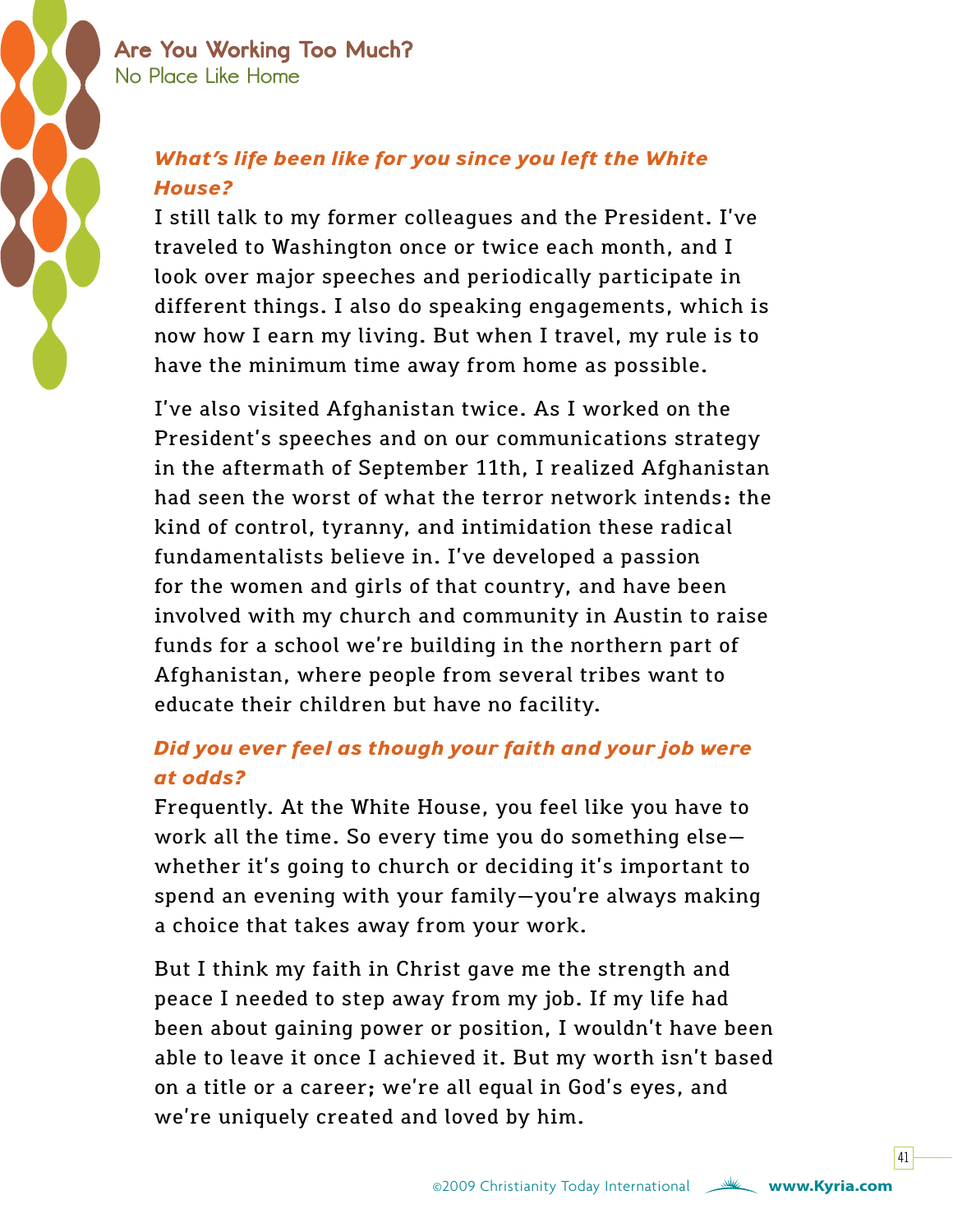***What's life been like for you since you left the White House?***

I still talk to my former colleagues and the President. I've traveled to Washington once or twice each month, and I look over major speeches and periodically participate in different things. I also do speaking engagements, which is now how I earn my living. But when I travel, my rule is to have the minimum time away from home as possible.

I've also visited Afghanistan twice. As I worked on the President's speeches and on our communications strategy in the aftermath of September 11th, I realized Afghanistan had seen the worst of what the terror network intends: the kind of control, tyranny, and intimidation these radical fundamentalists believe in. I've developed a passion for the women and girls of that country, and have been involved with my church and community in Austin to raise funds for a school we're building in the northern part of Afghanistan, where people from several tribes want to educate their children but have no facility.

***Did you ever feel as though your faith and your job were at odds?***

Frequently. At the White House, you feel like you have to work all the time. So every time you do something else—whether it's going to church or deciding it's important to spend an evening with your family—you're always making a choice that takes away from your work.

But I think my faith in Christ gave me the strength and peace I needed to step away from my job. If my life had been about gaining power or position, I wouldn't have been able to leave it once I achieved it. But my worth isn't based on a title or a career; we're all equal in God's eyes, and we're uniquely created and loved by him.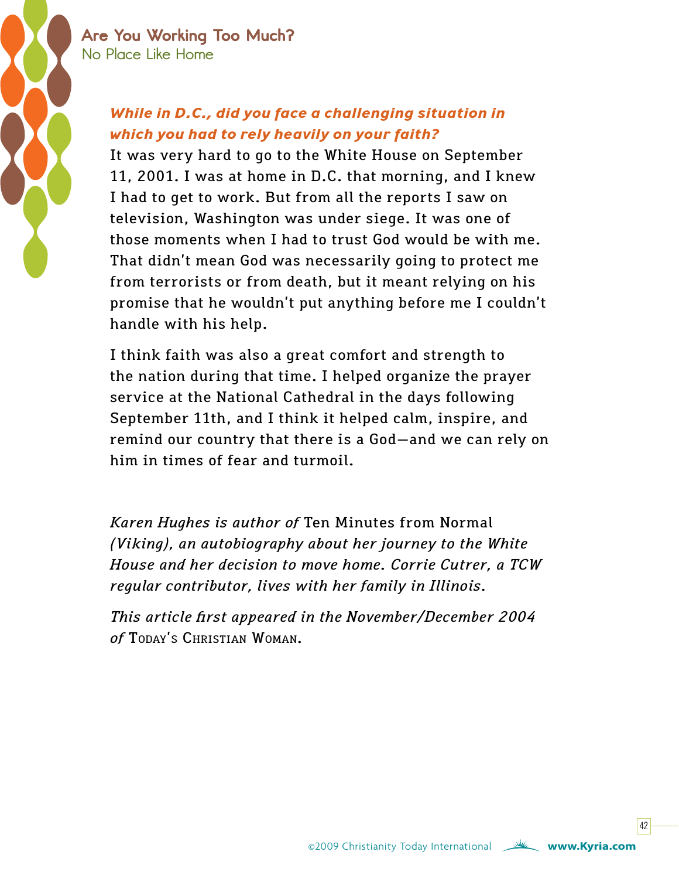***While in D.C., did you face a challenging situation in which you had to rely heavily on your faith?***

It was very hard to go to the White House on September 11, 2001. I was at home in D.C. that morning, and I knew I had to get to work. But from all the reports I saw on television, Washington was under siege. It was one of those moments when I had to trust God would be with me. That didn't mean God was necessarily going to protect me from terrorists or from death, but it meant relying on his promise that he wouldn't put anything before me I couldn't handle with his help.

I think faith was also a great comfort and strength to the nation during that time. I helped organize the prayer service at the National Cathedral in the days following September 11th, and I think it helped calm, inspire, and remind our country that there is a God—and we can rely on him in times of fear and turmoil.

*Karen Hughes is author of* Ten Minutes from Normal *(Viking), an autobiography about her journey to the White House and her decision to move home. Corrie Cutrer, a TCW regular contributor, lives with her family in Illinois.*

*This article first appeared in the November/December 2004 of* Today's Christian Woman.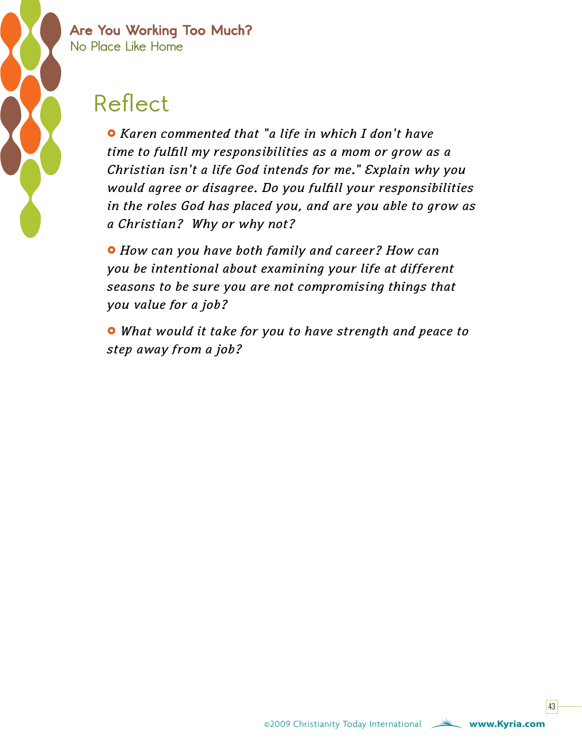## Reflect

- *Karen commented that "a life in which I don't have time to fulfill my responsibilities as a mom or grow as a Christian isn't a life God intends for me." Explain why you would agree or disagree. Do you fulfill your responsibilities in the roles God has placed you, and are you able to grow as a Christian? Why or why not?*

- *How can you have both family and career? How can you be intentional about examining your life at different seasons to be sure you are not compromising things that you value for a job?*

- *What would it take for you to have strength and peace to step away from a job?*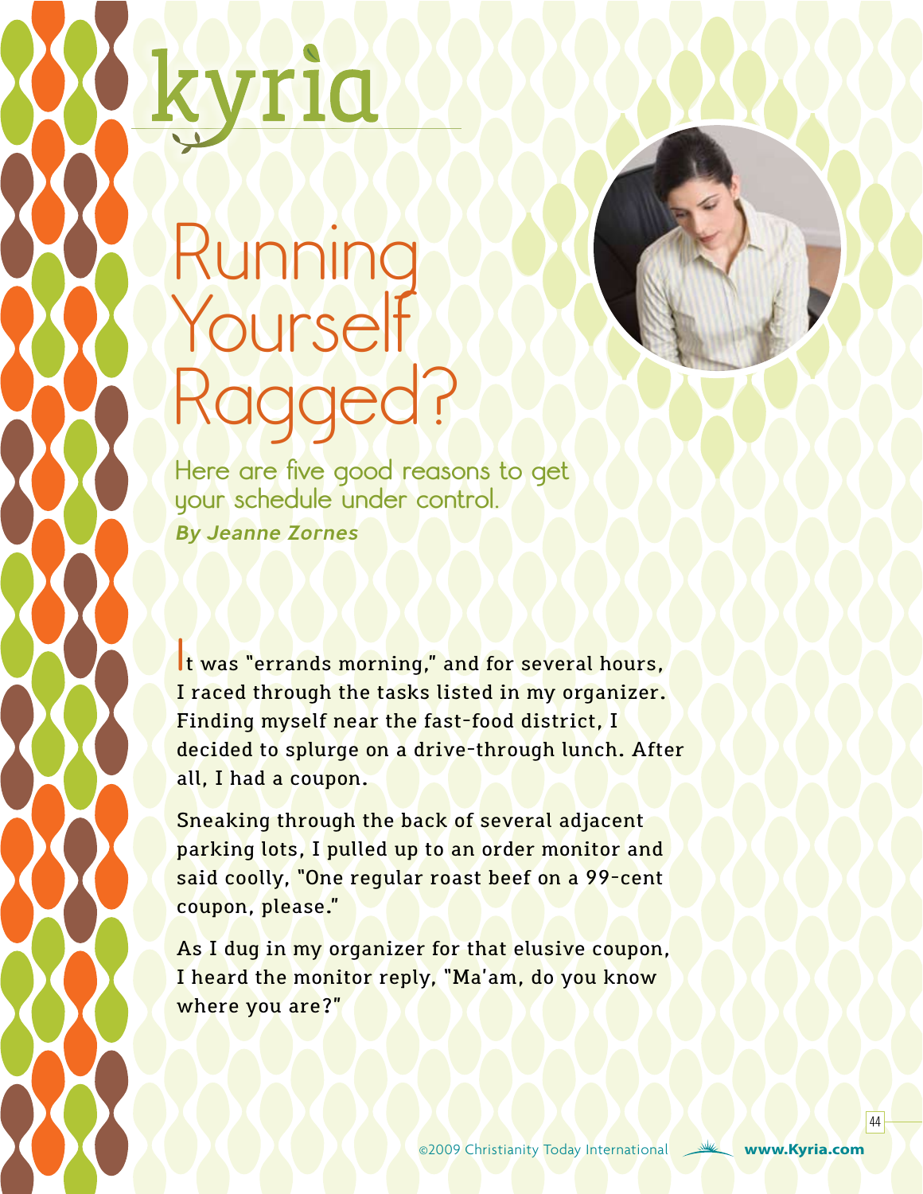# Running Yourself Ragged?

## Here are five good reasons to get your schedule under control.

***By Jeanne Zornes***

It was "errands morning," and for several hours, I raced through the tasks listed in my organizer. Finding myself near the fast-food district, I decided to splurge on a drive-through lunch. After all, I had a coupon.

Sneaking through the back of several adjacent parking lots, I pulled up to an order monitor and said coolly, "One regular roast beef on a 99-cent coupon, please."

As I dug in my organizer for that elusive coupon, I heard the monitor reply, "Ma'am, do you know where you are?"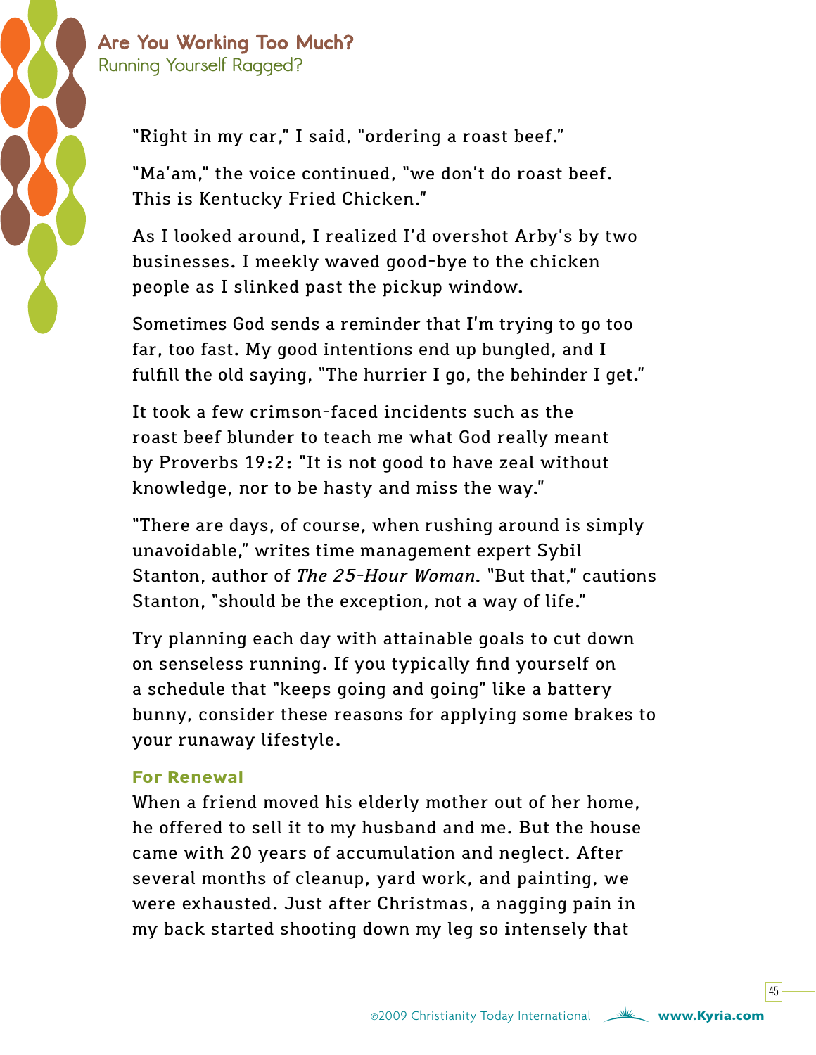"Right in my car," I said, "ordering a roast beef."

"Ma'am," the voice continued, "we don't do roast beef. This is Kentucky Fried Chicken."

As I looked around, I realized I'd overshot Arby's by two businesses. I meekly waved good-bye to the chicken people as I slinked past the pickup window.

Sometimes God sends a reminder that I'm trying to go too far, too fast. My good intentions end up bungled, and I fulfill the old saying, "The hurrier I go, the behinder I get."

It took a few crimson-faced incidents such as the roast beef blunder to teach me what God really meant by Proverbs 19:2: "It is not good to have zeal without knowledge, nor to be hasty and miss the way."

"There are days, of course, when rushing around is simply unavoidable," writes time management expert Sybil Stanton, author of *The 25-Hour Woman*. "But that," cautions Stanton, "should be the exception, not a way of life."

Try planning each day with attainable goals to cut down on senseless running. If you typically find yourself on a schedule that "keeps going and going" like a battery bunny, consider these reasons for applying some brakes to your runaway lifestyle.

### For Renewal

When a friend moved his elderly mother out of her home, he offered to sell it to my husband and me. But the house came with 20 years of accumulation and neglect. After several months of cleanup, yard work, and painting, we were exhausted. Just after Christmas, a nagging pain in my back started shooting down my leg so intensely that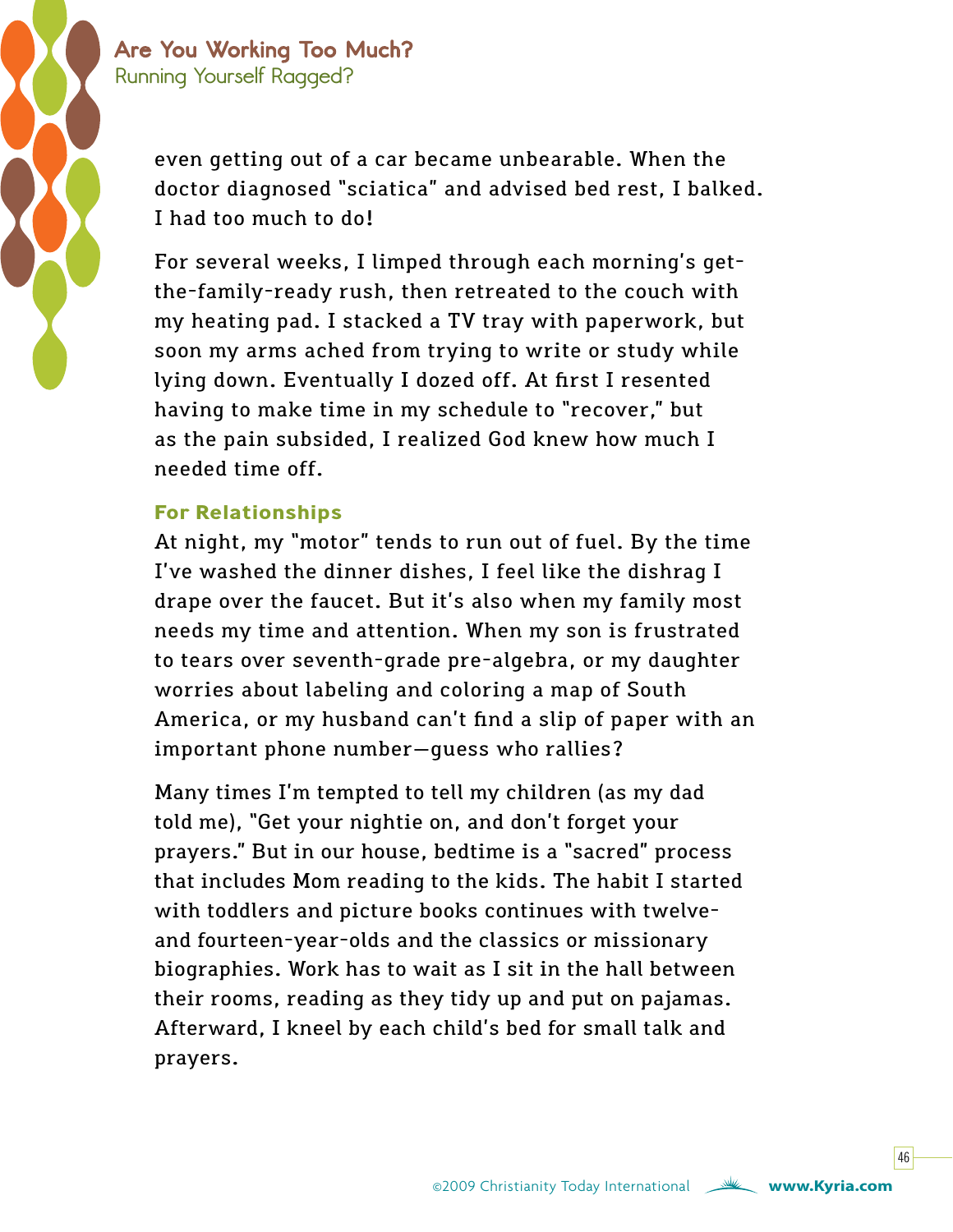even getting out of a car became unbearable. When the doctor diagnosed "sciatica" and advised bed rest, I balked. I had too much to do!

For several weeks, I limped through each morning's get-the-family-ready rush, then retreated to the couch with my heating pad. I stacked a TV tray with paperwork, but soon my arms ached from trying to write or study while lying down. Eventually I dozed off. At first I resented having to make time in my schedule to "recover," but as the pain subsided, I realized God knew how much I needed time off.

### For Relationships

At night, my "motor" tends to run out of fuel. By the time I've washed the dinner dishes, I feel like the dishrag I drape over the faucet. But it's also when my family most needs my time and attention. When my son is frustrated to tears over seventh-grade pre-algebra, or my daughter worries about labeling and coloring a map of South America, or my husband can't find a slip of paper with an important phone number—guess who rallies?

Many times I'm tempted to tell my children (as my dad told me), "Get your nightie on, and don't forget your prayers." But in our house, bedtime is a "sacred" process that includes Mom reading to the kids. The habit I started with toddlers and picture books continues with twelve- and fourteen-year-olds and the classics or missionary biographies. Work has to wait as I sit in the hall between their rooms, reading as they tidy up and put on pajamas. Afterward, I kneel by each child's bed for small talk and prayers.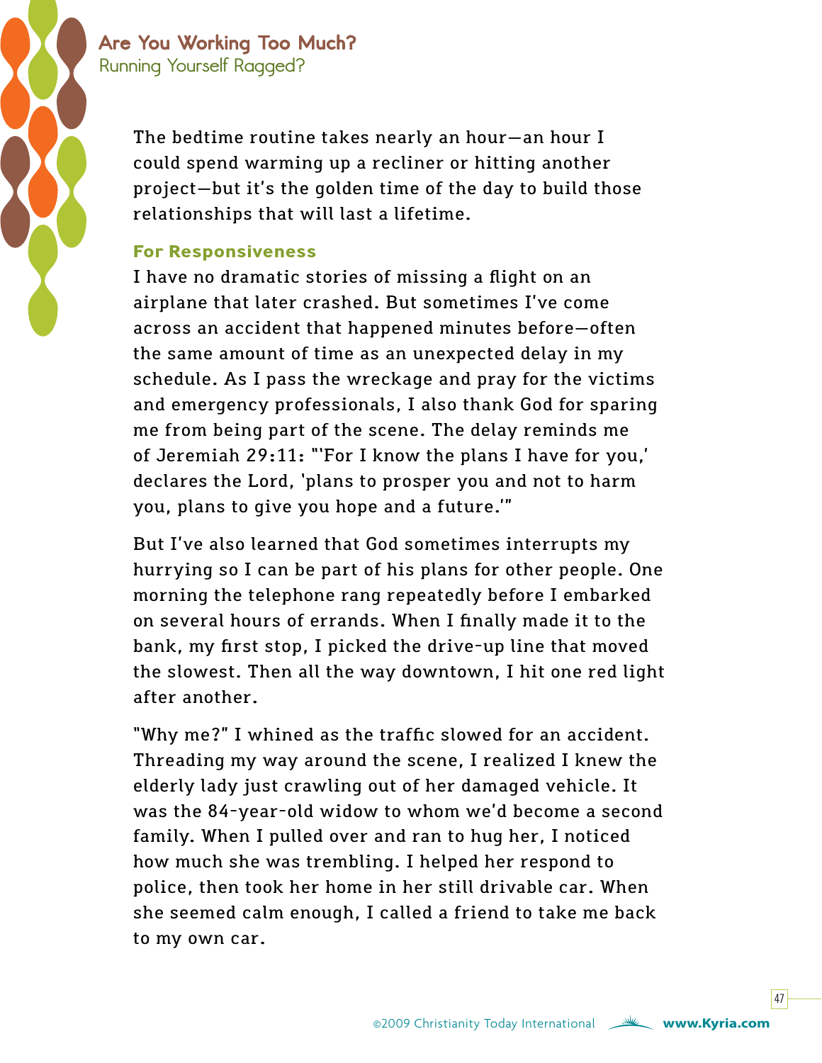The bedtime routine takes nearly an hour—an hour I could spend warming up a recliner or hitting another project—but it's the golden time of the day to build those relationships that will last a lifetime.

### For Responsiveness

I have no dramatic stories of missing a flight on an airplane that later crashed. But sometimes I've come across an accident that happened minutes before—often the same amount of time as an unexpected delay in my schedule. As I pass the wreckage and pray for the victims and emergency professionals, I also thank God for sparing me from being part of the scene. The delay reminds me of Jeremiah 29:11: "'For I know the plans I have for you,' declares the Lord, 'plans to prosper you and not to harm you, plans to give you hope and a future.'"

But I've also learned that God sometimes interrupts my hurrying so I can be part of his plans for other people. One morning the telephone rang repeatedly before I embarked on several hours of errands. When I finally made it to the bank, my first stop, I picked the drive-up line that moved the slowest. Then all the way downtown, I hit one red light after another.

"Why me?" I whined as the traffic slowed for an accident. Threading my way around the scene, I realized I knew the elderly lady just crawling out of her damaged vehicle. It was the 84-year-old widow to whom we'd become a second family. When I pulled over and ran to hug her, I noticed how much she was trembling. I helped her respond to police, then took her home in her still drivable car. When she seemed calm enough, I called a friend to take me back to my own car.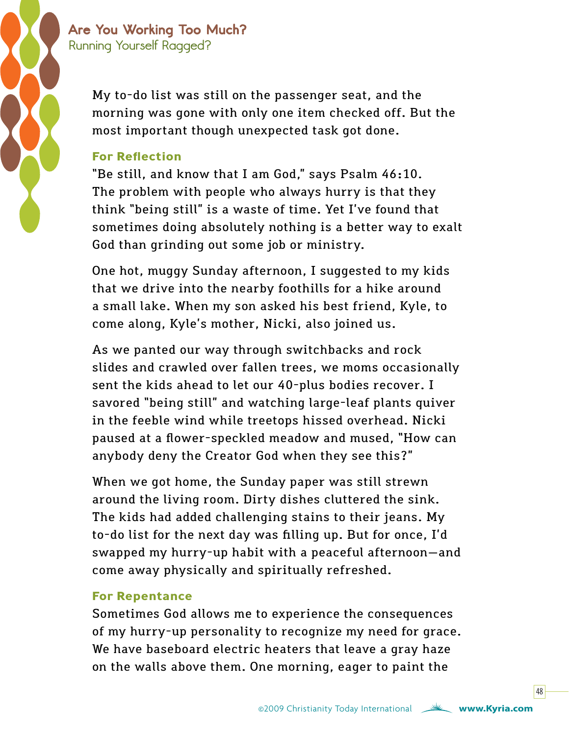My to-do list was still on the passenger seat, and the morning was gone with only one item checked off. But the most important though unexpected task got done.

### For Reflection

"Be still, and know that I am God," says Psalm 46:10. The problem with people who always hurry is that they think "being still" is a waste of time. Yet I've found that sometimes doing absolutely nothing is a better way to exalt God than grinding out some job or ministry.

One hot, muggy Sunday afternoon, I suggested to my kids that we drive into the nearby foothills for a hike around a small lake. When my son asked his best friend, Kyle, to come along, Kyle's mother, Nicki, also joined us.

As we panted our way through switchbacks and rock slides and crawled over fallen trees, we moms occasionally sent the kids ahead to let our 40-plus bodies recover. I savored "being still" and watching large-leaf plants quiver in the feeble wind while treetops hissed overhead. Nicki paused at a flower-speckled meadow and mused, "How can anybody deny the Creator God when they see this?"

When we got home, the Sunday paper was still strewn around the living room. Dirty dishes cluttered the sink. The kids had added challenging stains to their jeans. My to-do list for the next day was filling up. But for once, I'd swapped my hurry-up habit with a peaceful afternoon—and come away physically and spiritually refreshed.

### For Repentance

Sometimes God allows me to experience the consequences of my hurry-up personality to recognize my need for grace. We have baseboard electric heaters that leave a gray haze on the walls above them. One morning, eager to paint the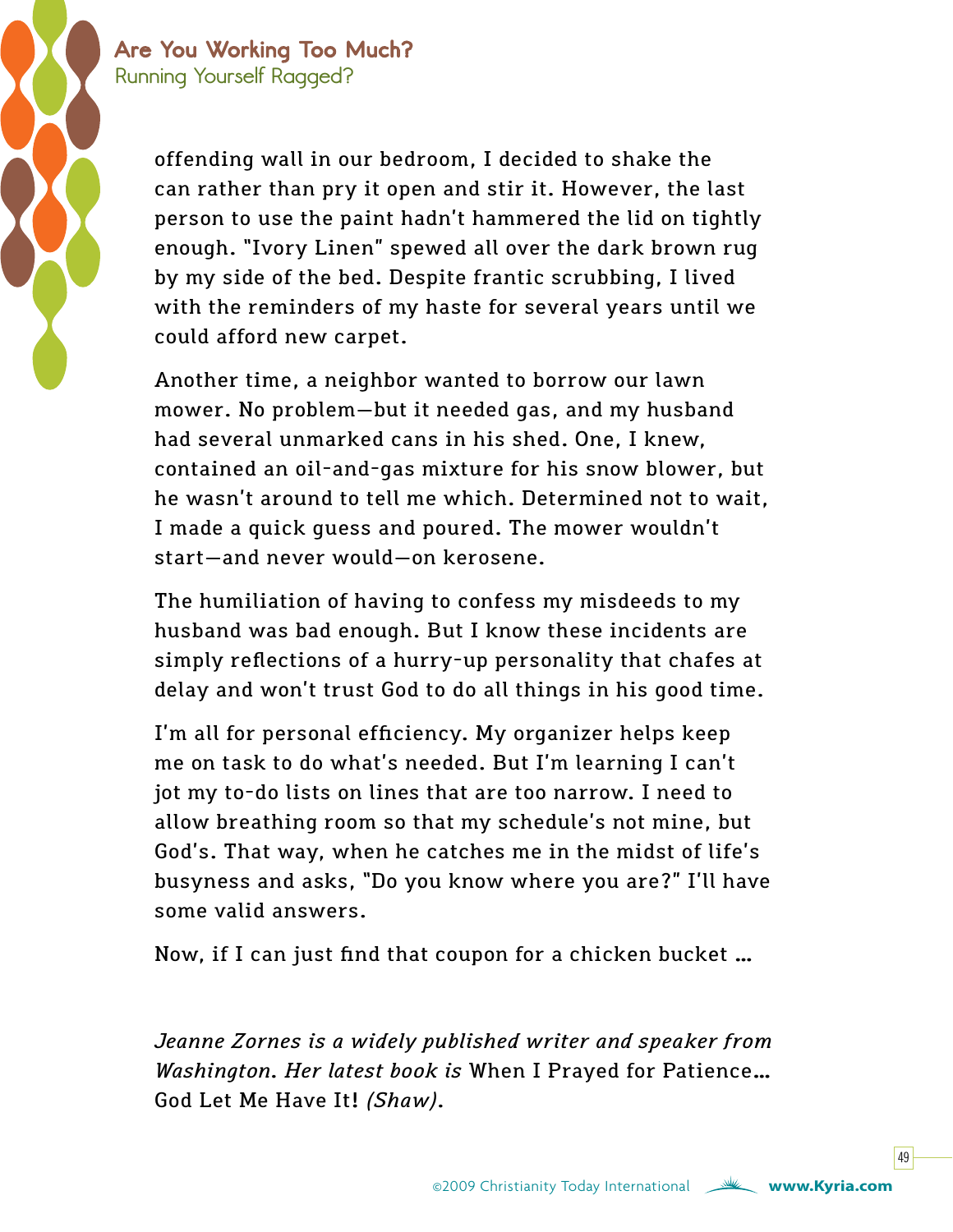offending wall in our bedroom, I decided to shake the can rather than pry it open and stir it. However, the last person to use the paint hadn't hammered the lid on tightly enough. "Ivory Linen" spewed all over the dark brown rug by my side of the bed. Despite frantic scrubbing, I lived with the reminders of my haste for several years until we could afford new carpet.

Another time, a neighbor wanted to borrow our lawn mower. No problem—but it needed gas, and my husband had several unmarked cans in his shed. One, I knew, contained an oil-and-gas mixture for his snow blower, but he wasn't around to tell me which. Determined not to wait, I made a quick guess and poured. The mower wouldn't start—and never would—on kerosene.

The humiliation of having to confess my misdeeds to my husband was bad enough. But I know these incidents are simply reflections of a hurry-up personality that chafes at delay and won't trust God to do all things in his good time.

I'm all for personal efficiency. My organizer helps keep me on task to do what's needed. But I'm learning I can't jot my to-do lists on lines that are too narrow. I need to allow breathing room so that my schedule's not mine, but God's. That way, when he catches me in the midst of life's busyness and asks, "Do you know where you are?" I'll have some valid answers.

Now, if I can just find that coupon for a chicken bucket …

*Jeanne Zornes is a widely published writer and speaker from Washington. Her latest book is* When I Prayed for Patience… God Let Me Have It! *(Shaw).*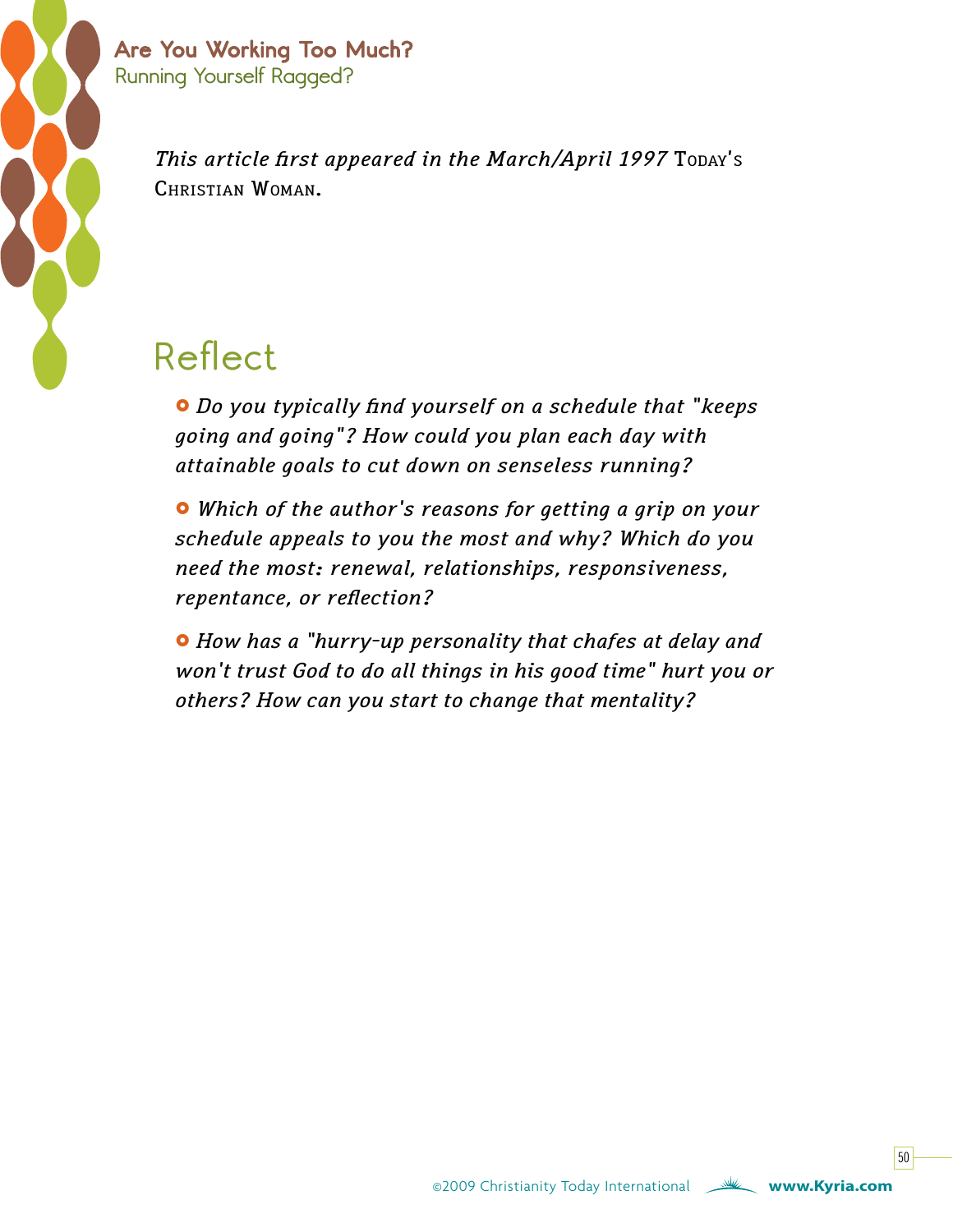*This article first appeared in the March/April 1997* Today's Christian Woman.

## Reflect

- *Do you typically find yourself on a schedule that "keeps going and going"? How could you plan each day with attainable goals to cut down on senseless running?*
- *Which of the author's reasons for getting a grip on your schedule appeals to you the most and why? Which do you need the most: renewal, relationships, responsiveness, repentance, or reflection?*
- *How has a "hurry-up personality that chafes at delay and won't trust God to do all things in his good time" hurt you or others? How can you start to change that mentality?*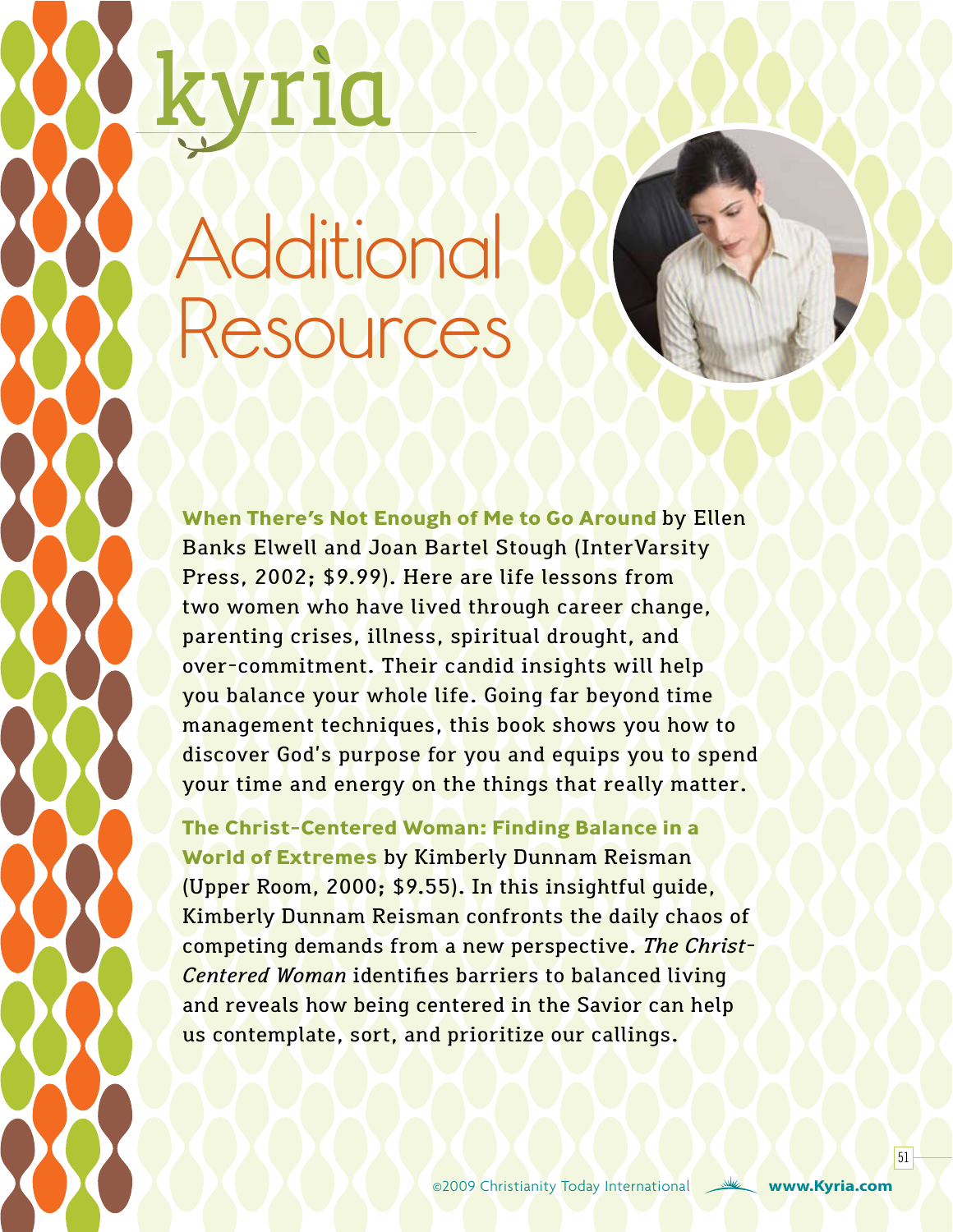# Additional Resources

**When There's Not Enough of Me to Go Around** by Ellen Banks Elwell and Joan Bartel Stough (InterVarsity Press, 2002; $9.99). Here are life lessons from two women who have lived through career change, parenting crises, illness, spiritual drought, and over-commitment. Their candid insights will help you balance your whole life. Going far beyond time management techniques, this book shows you how to discover God's purpose for you and equips you to spend your time and energy on the things that really matter.

**The Christ-Centered Woman: Finding Balance in a World of Extremes** by Kimberly Dunnam Reisman (Upper Room, 2000; $9.55). In this insightful guide, Kimberly Dunnam Reisman confronts the daily chaos of competing demands from a new perspective. *The Christ-Centered Woman* identifies barriers to balanced living and reveals how being centered in the Savior can help us contemplate, sort, and prioritize our callings.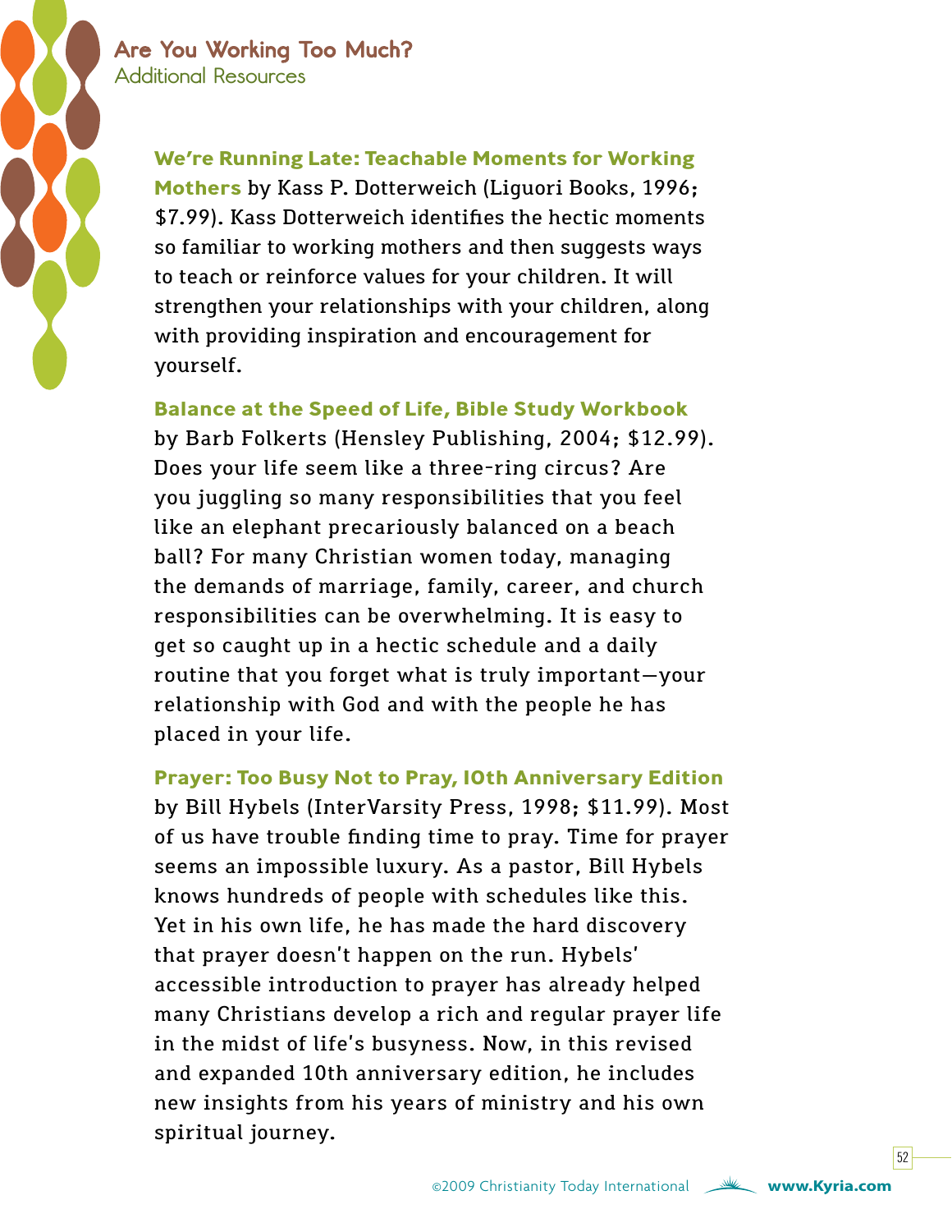**We're Running Late: Teachable Moments for Working Mothers** by Kass P. Dotterweich (Liguori Books, 1996; $7.99). Kass Dotterweich identifies the hectic moments so familiar to working mothers and then suggests ways to teach or reinforce values for your children. It will strengthen your relationships with your children, along with providing inspiration and encouragement for yourself.

**Balance at the Speed of Life, Bible Study Workbook** by Barb Folkerts (Hensley Publishing, 2004; $12.99). Does your life seem like a three-ring circus? Are you juggling so many responsibilities that you feel like an elephant precariously balanced on a beach ball? For many Christian women today, managing the demands of marriage, family, career, and church responsibilities can be overwhelming. It is easy to get so caught up in a hectic schedule and a daily routine that you forget what is truly important—your relationship with God and with the people he has placed in your life.

**Prayer: Too Busy Not to Pray, 10th Anniversary Edition** by Bill Hybels (InterVarsity Press, 1998; $11.99). Most of us have trouble finding time to pray. Time for prayer seems an impossible luxury. As a pastor, Bill Hybels knows hundreds of people with schedules like this. Yet in his own life, he has made the hard discovery that prayer doesn't happen on the run. Hybels' accessible introduction to prayer has already helped many Christians develop a rich and regular prayer life in the midst of life's busyness. Now, in this revised and expanded 10th anniversary edition, he includes new insights from his years of ministry and his own spiritual journey.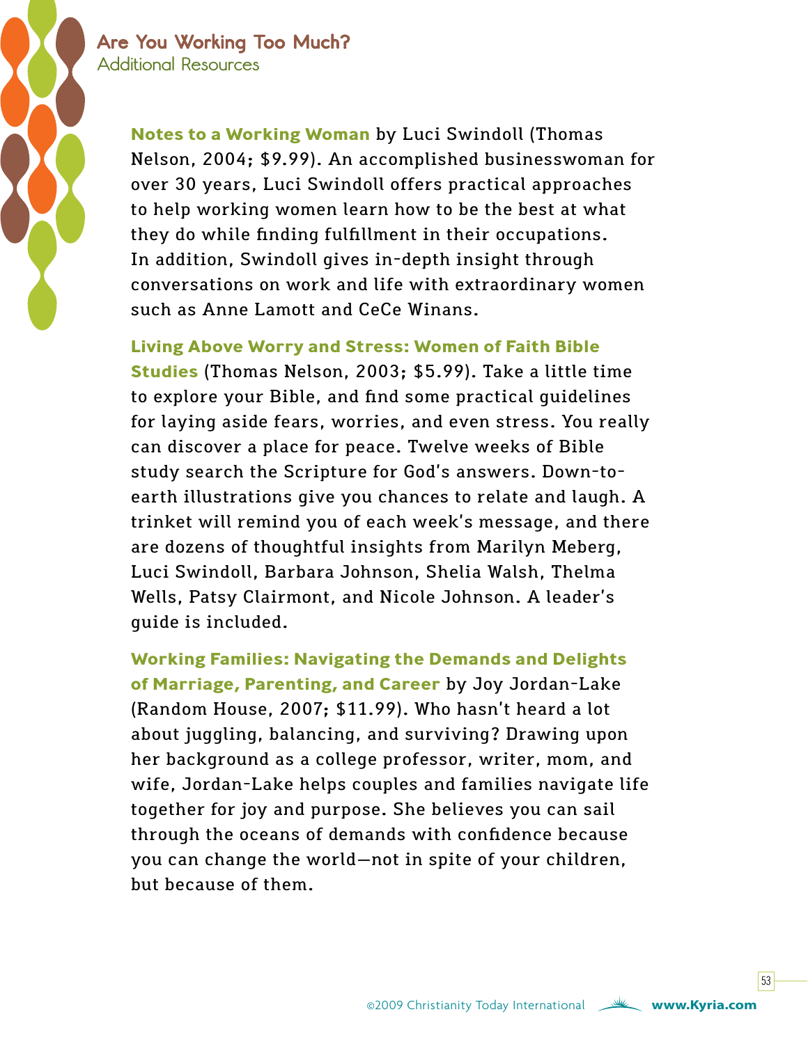**Notes to a Working Woman** by Luci Swindoll (Thomas Nelson, 2004; $9.99). An accomplished businesswoman for over 30 years, Luci Swindoll offers practical approaches to help working women learn how to be the best at what they do while finding fulfillment in their occupations. In addition, Swindoll gives in-depth insight through conversations on work and life with extraordinary women such as Anne Lamott and CeCe Winans.

**Living Above Worry and Stress: Women of Faith Bible Studies** (Thomas Nelson, 2003; $5.99). Take a little time to explore your Bible, and find some practical guidelines for laying aside fears, worries, and even stress. You really can discover a place for peace. Twelve weeks of Bible study search the Scripture for God's answers. Down-to-earth illustrations give you chances to relate and laugh. A trinket will remind you of each week's message, and there are dozens of thoughtful insights from Marilyn Meberg, Luci Swindoll, Barbara Johnson, Shelia Walsh, Thelma Wells, Patsy Clairmont, and Nicole Johnson. A leader's guide is included.

**Working Families: Navigating the Demands and Delights of Marriage, Parenting, and Career** by Joy Jordan-Lake (Random House, 2007; $11.99). Who hasn't heard a lot about juggling, balancing, and surviving? Drawing upon her background as a college professor, writer, mom, and wife, Jordan-Lake helps couples and families navigate life together for joy and purpose. She believes you can sail through the oceans of demands with confidence because you can change the world—not in spite of your children, but because of them.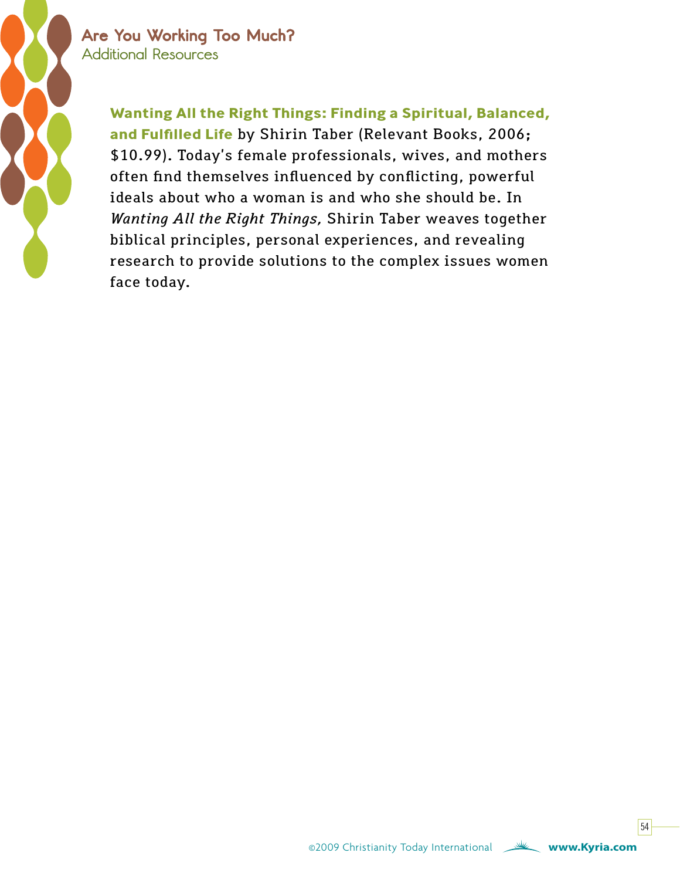**Wanting All the Right Things: Finding a Spiritual, Balanced, and Fulfilled Life** by Shirin Taber (Relevant Books, 2006; $10.99). Today's female professionals, wives, and mothers often find themselves influenced by conflicting, powerful ideals about who a woman is and who she should be. In *Wanting All the Right Things,* Shirin Taber weaves together biblical principles, personal experiences, and revealing research to provide solutions to the complex issues women face today.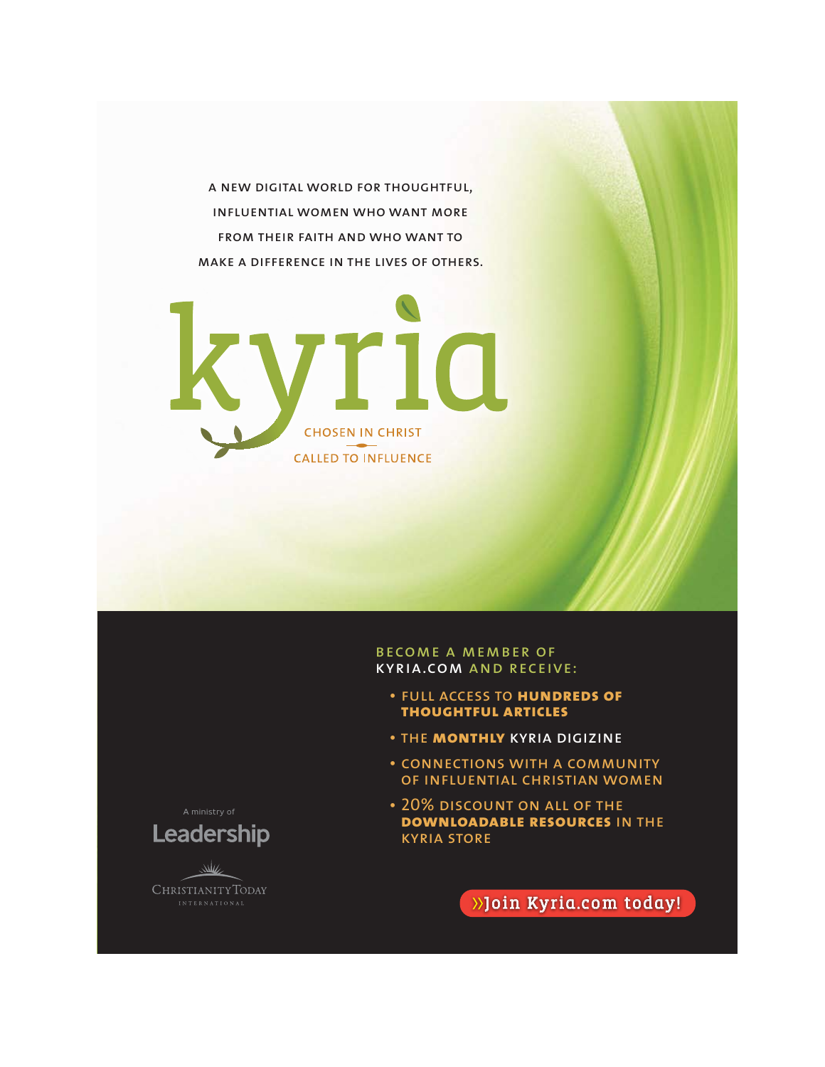A NEW DIGITAL WORLD FOR THOUGHTFUL, INFLUENTIAL WOMEN WHO WANT MORE FROM THEIR FAITH AND WHO WANT TO MAKE A DIFFERENCE IN THE LIVES OF OTHERS.

# kyria

CHOSEN IN CHRIST

CALLED TO INFLUENCE

## BECOME A MEMBER OF KYRIA.COM AND RECEIVE:

- FULL ACCESS TO **HUNDREDS OF THOUGHTFUL ARTICLES**
- THE **MONTHLY** KYRIA DIGIZINE
- CONNECTIONS WITH A COMMUNITY OF INFLUENTIAL CHRISTIAN WOMEN
- 20% DISCOUNT ON ALL OF THE **DOWNLOADABLE RESOURCES** IN THE KYRIA STORE

A ministry of

Leadership

Christianity Today International

»Join Kyria.com today!